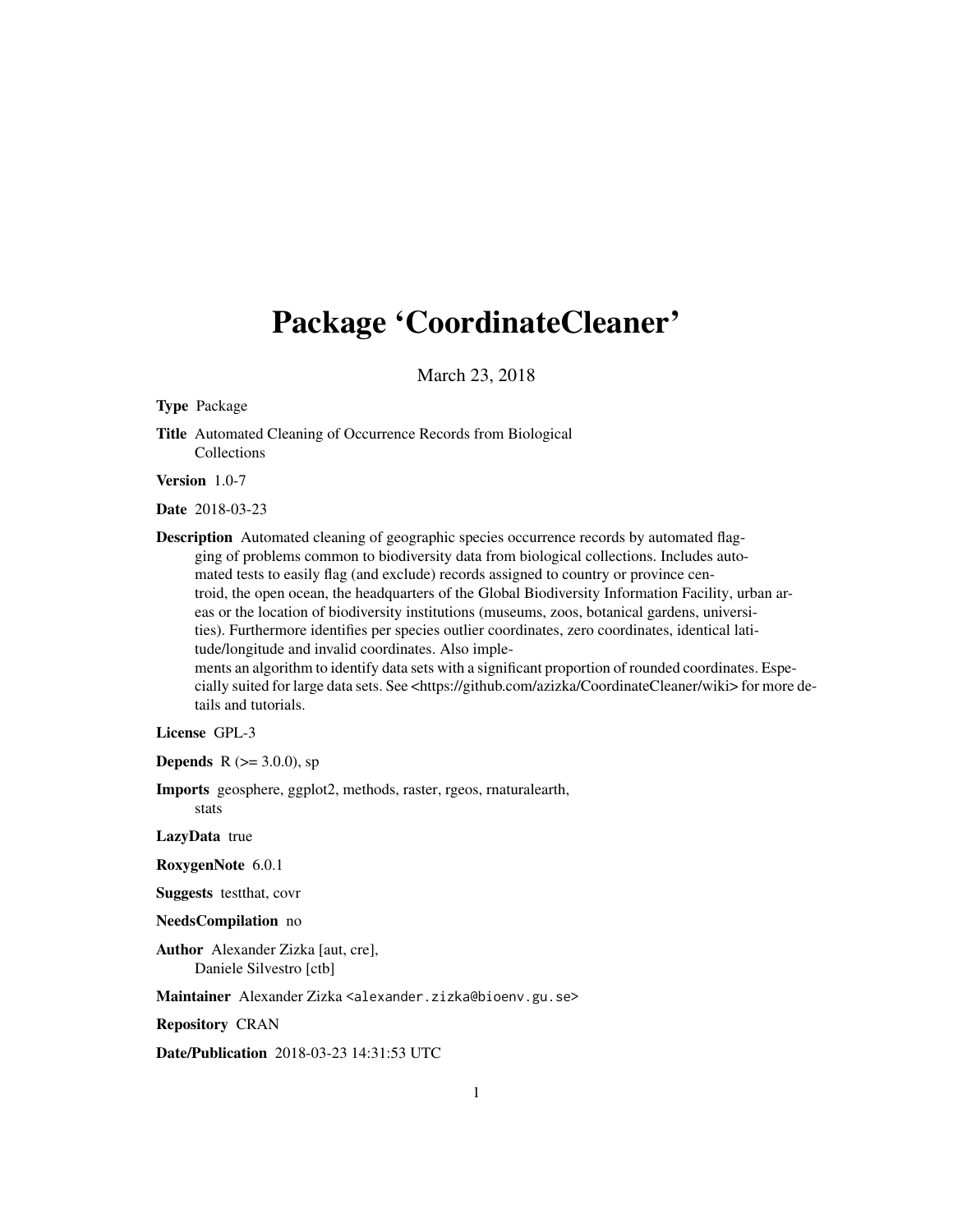# Package 'CoordinateCleaner'

March 23, 2018

**Type** Package

**Title** Automated Cleaning of Occurrence Records from Biological Collections

**Version** 1.0-7

**Date** 2018-03-23

**Description** Automated cleaning of geographic species occurrence records by automated flagging of problems common to biodiversity data from biological collections. Includes automated tests to easily flag (and exclude) records assigned to country or province centroid, the open ocean, the headquarters of the Global Biodiversity Information Facility, urban areas or the location of biodiversity institutions (museums, zoos, botanical gardens, universities). Furthermore identifies per species outlier coordinates, zero coordinates, identical latitude/longitude and invalid coordinates. Also implements an algorithm to identify data sets with a significant proportion of rounded coordinates. Especially suited for large data sets. See <https://github.com/azizka/CoordinateCleaner/wiki> for more details and tutorials.

**License** GPL-3

**Depends** R (>= 3.0.0), sp

**Imports** geosphere, ggplot2, methods, raster, rgeos, rnaturalearth, stats

**LazyData** true

**RoxygenNote** 6.0.1

**Suggests** testthat, covr

**NeedsCompilation** no

**Author** Alexander Zizka [aut, cre], Daniele Silvestro [ctb]

**Maintainer** Alexander Zizka <alexander.zizka@bioenv.gu.se>

**Repository** CRAN

**Date/Publication** 2018-03-23 14:31:53 UTC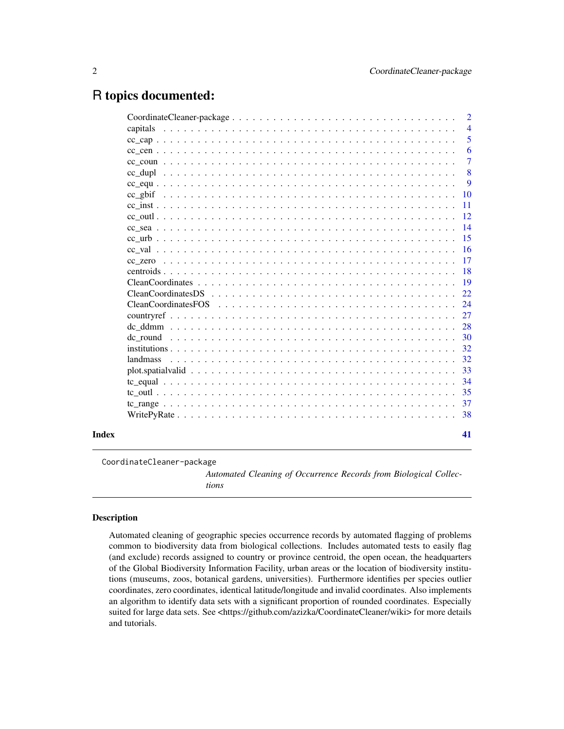# R topics documented:

| | |
|---|---|
| CoordinateCleaner-package | 2 |
| capitals | 4 |
| cc_cap | 5 |
| cc_cen | 6 |
| cc_coun | 7 |
| cc_dupl | 8 |
| cc_equ | 9 |
| cc_gbif | 10 |
| cc_inst | 11 |
| cc_outl | 12 |
| cc_sea | 14 |
| cc_urb | 15 |
| cc_val | 16 |
| cc_zero | 17 |
| centroids | 18 |
| CleanCoordinates | 19 |
| CleanCoordinatesDS | 22 |
| CleanCoordinatesFOS | 24 |
| countryref | 27 |
| dc_ddmm | 28 |
| dc_round | 30 |
| institutions | 32 |
| landmass | 32 |
| plot.spatialvalid | 33 |
| tc_equal | 34 |
| tc_outl | 35 |
| tc_range | 37 |
| WritePyRate | 38 |
| **Index** | **41** |

---

`CoordinateCleaner-package` *Automated Cleaning of Occurrence Records from Biological Collections*

---

## Description

Automated cleaning of geographic species occurrence records by automated flagging of problems common to biodiversity data from biological collections. Includes automated tests to easily flag (and exclude) records assigned to country or province centroid, the open ocean, the headquarters of the Global Biodiversity Information Facility, urban areas or the location of biodiversity institutions (museums, zoos, botanical gardens, universities). Furthermore identifies per species outlier coordinates, zero coordinates, identical latitude/longitude and invalid coordinates. Also implements an algorithm to identify data sets with a significant proportion of rounded coordinates. Especially suited for large data sets. See <https://github.com/azizka/CoordinateCleaner/wiki> for more details and tutorials.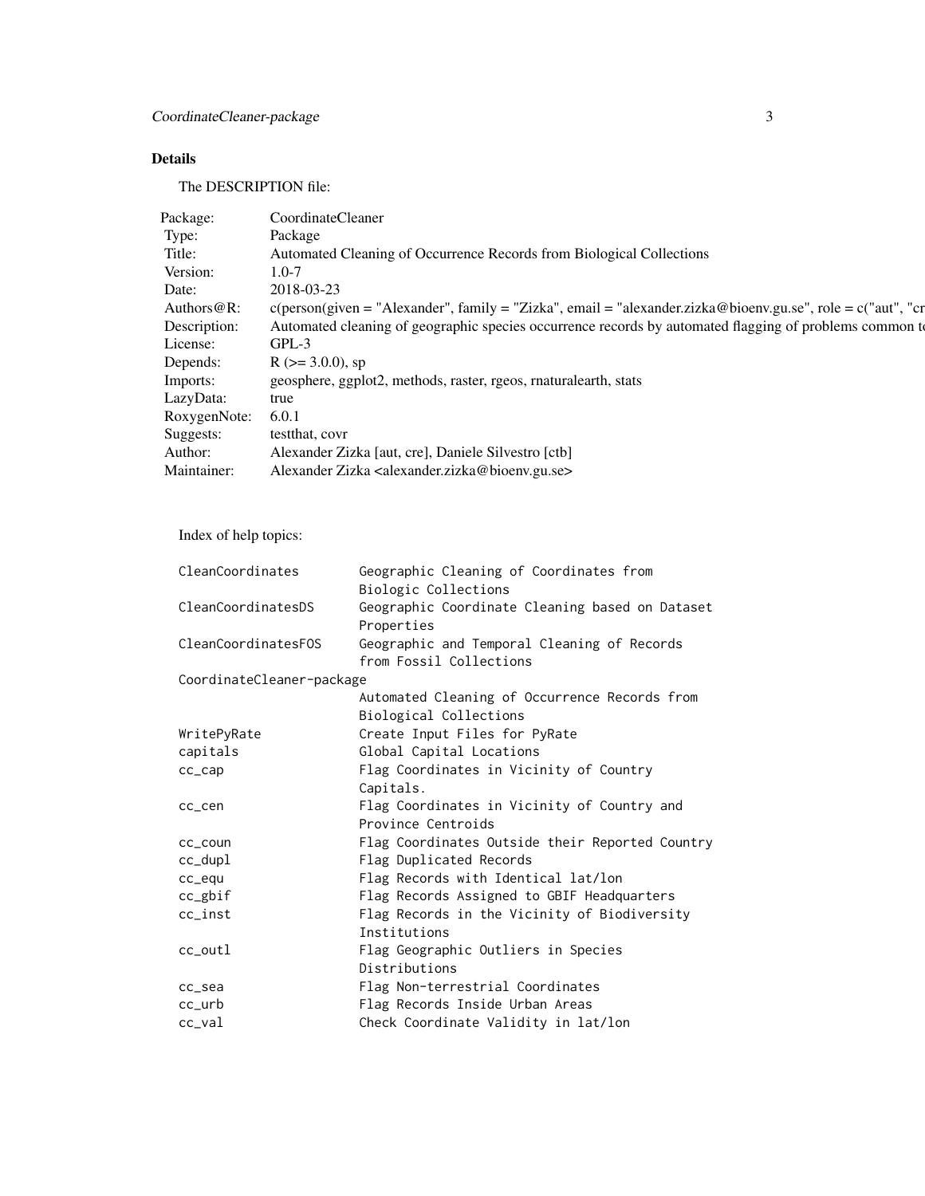## Details

The DESCRIPTION file:

| | |
|---|---|
| Package: | CoordinateCleaner |
| Type: | Package |
| Title: | Automated Cleaning of Occurrence Records from Biological Collections |
| Version: | 1.0-7 |
| Date: | 2018-03-23 |
| Authors@R: | c(person(given = "Alexander", family = "Zizka", email = "alexander.zizka@bioenv.gu.se", role = c("aut", "cr |
| Description: | Automated cleaning of geographic species occurrence records by automated flagging of problems common to |
| License: | GPL-3 |
| Depends: | R (>= 3.0.0), sp |
| Imports: | geosphere, ggplot2, methods, raster, rgeos, rnaturalearth, stats |
| LazyData: | true |
| RoxygenNote: | 6.0.1 |
| Suggests: | testthat, covr |
| Author: | Alexander Zizka [aut, cre], Daniele Silvestro [ctb] |
| Maintainer: | Alexander Zizka <alexander.zizka@bioenv.gu.se> |

Index of help topics:

```
CleanCoordinates        Geographic Cleaning of Coordinates from
                        Biologic Collections
CleanCoordinatesDS      Geographic Coordinate Cleaning based on Dataset
                        Properties
CleanCoordinatesFOS     Geographic and Temporal Cleaning of Records
                        from Fossil Collections
CoordinateCleaner-package
                        Automated Cleaning of Occurrence Records from
                        Biological Collections
WritePyRate             Create Input Files for PyRate
capitals                Global Capital Locations
cc_cap                  Flag Coordinates in Vicinity of Country
                        Capitals.
cc_cen                  Flag Coordinates in Vicinity of Country and
                        Province Centroids
cc_coun                 Flag Coordinates Outside their Reported Country
cc_dupl                 Flag Duplicated Records
cc_equ                  Flag Records with Identical lat/lon
cc_gbif                 Flag Records Assigned to GBIF Headquarters
cc_inst                 Flag Records in the Vicinity of Biodiversity
                        Institutions
cc_outl                 Flag Geographic Outliers in Species
                        Distributions
cc_sea                  Flag Non-terrestrial Coordinates
cc_urb                  Flag Records Inside Urban Areas
cc_val                  Check Coordinate Validity in lat/lon
```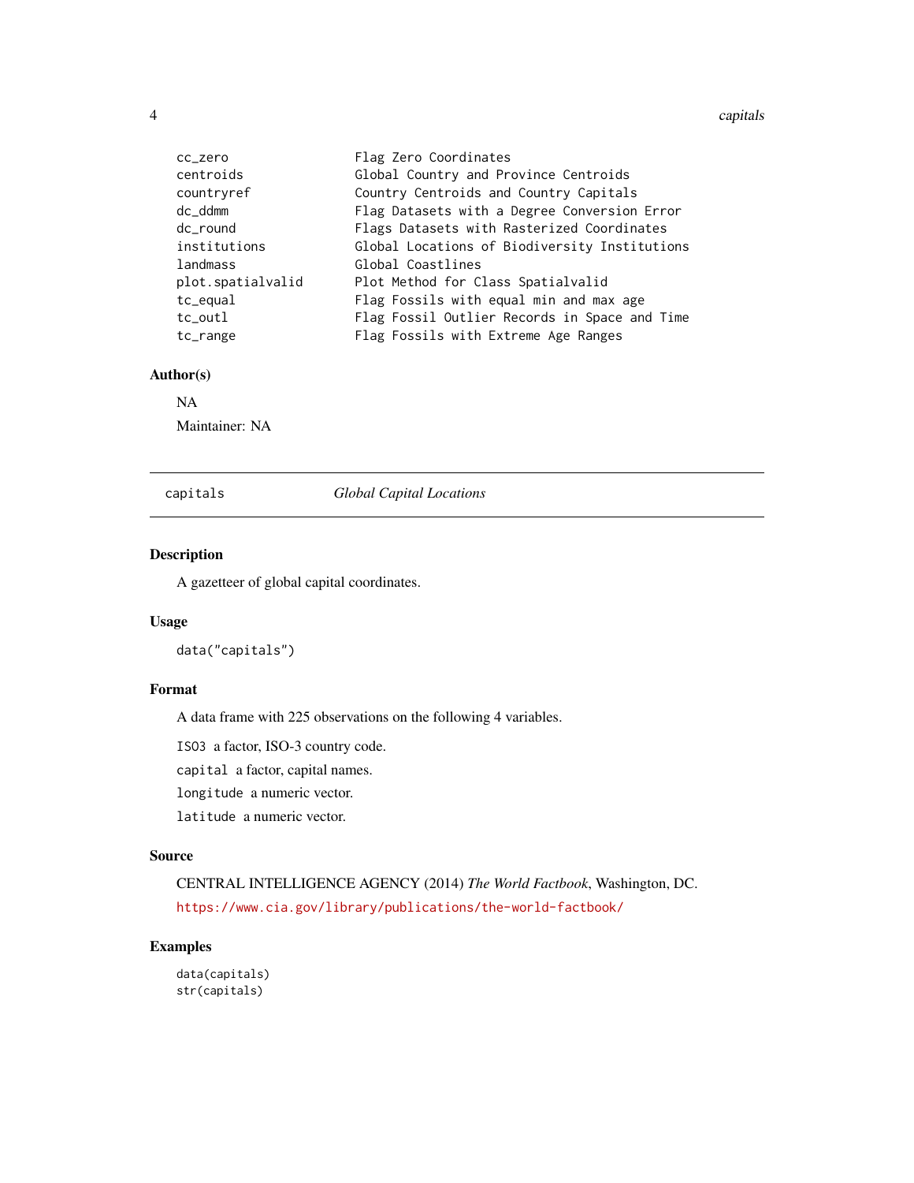| | |
|---|---|
| cc_zero | Flag Zero Coordinates |
| centroids | Global Country and Province Centroids |
| countryref | Country Centroids and Country Capitals |
| dc_ddmm | Flag Datasets with a Degree Conversion Error |
| dc_round | Flags Datasets with Rasterized Coordinates |
| institutions | Global Locations of Biodiversity Institutions |
| landmass | Global Coastlines |
| plot.spatialvalid | Plot Method for Class Spatialvalid |
| tc_equal | Flag Fossils with equal min and max age |
| tc_outl | Flag Fossil Outlier Records in Space and Time |
| tc_range | Flag Fossils with Extreme Age Ranges |

### Author(s)

NA

Maintainer: NA

---

## capitals — *Global Capital Locations*

---

### Description

A gazetteer of global capital coordinates.

### Usage

```
data("capitals")
```

### Format

A data frame with 225 observations on the following 4 variables.

`ISO3` a factor, ISO-3 country code.

`capital` a factor, capital names.

`longitude` a numeric vector.

`latitude` a numeric vector.

### Source

CENTRAL INTELLIGENCE AGENCY (2014) *The World Factbook*, Washington, DC.

https://www.cia.gov/library/publications/the-world-factbook/

### Examples

```
data(capitals)
str(capitals)
```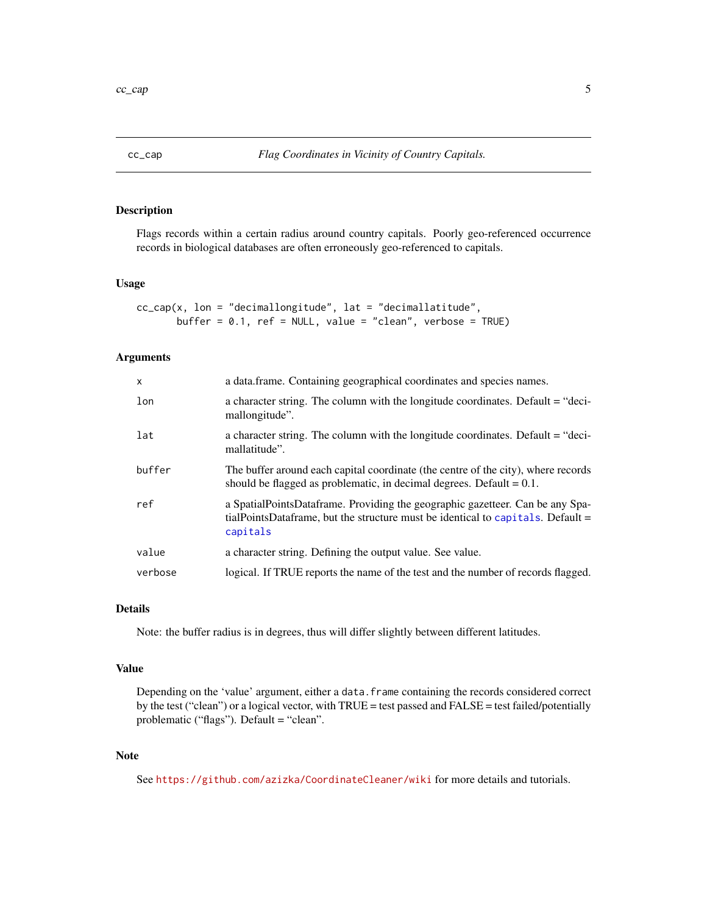## cc_cap — *Flag Coordinates in Vicinity of Country Capitals.*

### Description

Flags records within a certain radius around country capitals. Poorly geo-referenced occurrence records in biological databases are often erroneously geo-referenced to capitals.

### Usage

```
cc_cap(x, lon = "decimallongitude", lat = "decimallatitude",
       buffer = 0.1, ref = NULL, value = "clean", verbose = TRUE)
```

### Arguments

| | |
|---|---|
| `x` | a data.frame. Containing geographical coordinates and species names. |
| `lon` | a character string. The column with the longitude coordinates. Default = "decimallongitude". |
| `lat` | a character string. The column with the longitude coordinates. Default = "decimallatitude". |
| `buffer` | The buffer around each capital coordinate (the centre of the city), where records should be flagged as problematic, in decimal degrees. Default = 0.1. |
| `ref` | a SpatialPointsDataframe. Providing the geographic gazetteer. Can be any SpatialPointsDataframe, but the structure must be identical to `capitals`. Default = `capitals` |
| `value` | a character string. Defining the output value. See value. |
| `verbose` | logical. If TRUE reports the name of the test and the number of records flagged. |

### Details

Note: the buffer radius is in degrees, thus will differ slightly between different latitudes.

### Value

Depending on the 'value' argument, either a `data.frame` containing the records considered correct by the test ("clean") or a logical vector, with TRUE = test passed and FALSE = test failed/potentially problematic ("flags"). Default = "clean".

### Note

See https://github.com/azizka/CoordinateCleaner/wiki for more details and tutorials.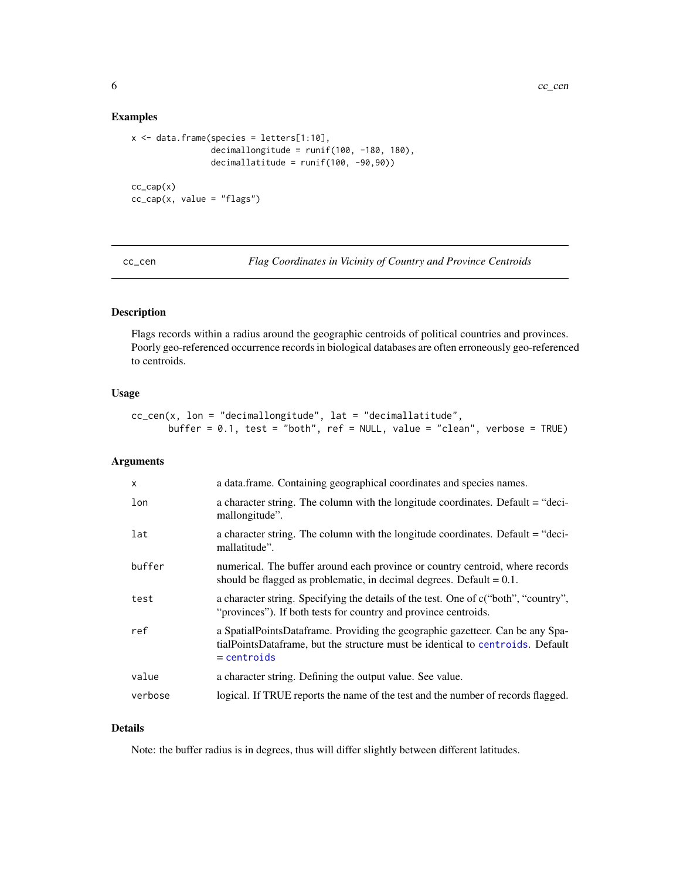## Examples

```
x <- data.frame(species = letters[1:10],
                decimallongitude = runif(100, -180, 180),
                decimallatitude = runif(100, -90,90))

cc_cap(x)
cc_cap(x, value = "flags")
```

---

# cc_cen — *Flag Coordinates in Vicinity of Country and Province Centroids*

## Description

Flags records within a radius around the geographic centroids of political countries and provinces. Poorly geo-referenced occurrence records in biological databases are often erroneously geo-referenced to centroids.

## Usage

```
cc_cen(x, lon = "decimallongitude", lat = "decimallatitude",
       buffer = 0.1, test = "both", ref = NULL, value = "clean", verbose = TRUE)
```

## Arguments

| | |
|---|---|
| x | a data.frame. Containing geographical coordinates and species names. |
| lon | a character string. The column with the longitude coordinates. Default = "decimallongitude". |
| lat | a character string. The column with the longitude coordinates. Default = "decimallatitude". |
| buffer | numerical. The buffer around each province or country centroid, where records should be flagged as problematic, in decimal degrees. Default = 0.1. |
| test | a character string. Specifying the details of the test. One of c("both", "country", "provinces"). If both tests for country and province centroids. |
| ref | a SpatialPointsDataframe. Providing the geographic gazetteer. Can be any SpatialPointsDataframe, but the structure must be identical to centroids. Default = centroids |
| value | a character string. Defining the output value. See value. |
| verbose | logical. If TRUE reports the name of the test and the number of records flagged. |

## Details

Note: the buffer radius is in degrees, thus will differ slightly between different latitudes.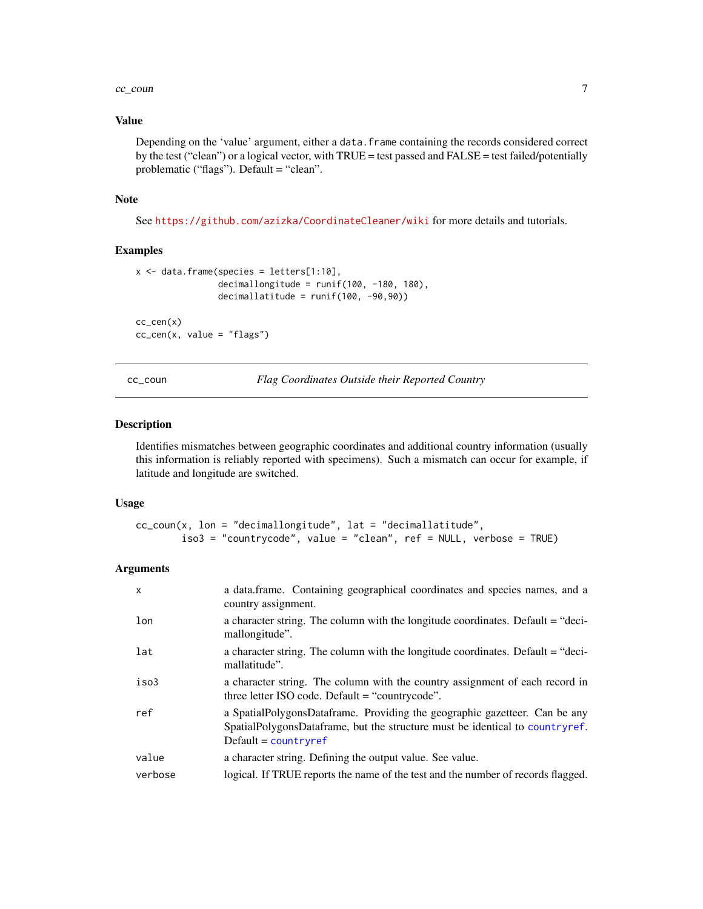### Value

Depending on the 'value' argument, either a `data.frame` containing the records considered correct by the test ("clean") or a logical vector, with TRUE = test passed and FALSE = test failed/potentially problematic ("flags"). Default = "clean".

### Note

See https://github.com/azizka/CoordinateCleaner/wiki for more details and tutorials.

### Examples

```
x <- data.frame(species = letters[1:10],
                decimallongitude = runif(100, -180, 180),
                decimallatitude = runif(100, -90,90))

cc_cen(x)
cc_cen(x, value = "flags")
```

---

## cc_coun — *Flag Coordinates Outside their Reported Country*

### Description

Identifies mismatches between geographic coordinates and additional country information (usually this information is reliably reported with specimens). Such a mismatch can occur for example, if latitude and longitude are switched.

### Usage

```
cc_coun(x, lon = "decimallongitude", lat = "decimallatitude",
       iso3 = "countrycode", value = "clean", ref = NULL, verbose = TRUE)
```

### Arguments

| Argument | Description |
| --- | --- |
| x | a data.frame. Containing geographical coordinates and species names, and a country assignment. |
| lon | a character string. The column with the longitude coordinates. Default = "decimallongitude". |
| lat | a character string. The column with the longitude coordinates. Default = "decimallatitude". |
| iso3 | a character string. The column with the country assignment of each record in three letter ISO code. Default = "countrycode". |
| ref | a SpatialPolygonsDataframe. Providing the geographic gazetteer. Can be any SpatialPolygonsDataframe, but the structure must be identical to `countryref`. Default = `countryref` |
| value | a character string. Defining the output value. See value. |
| verbose | logical. If TRUE reports the name of the test and the number of records flagged. |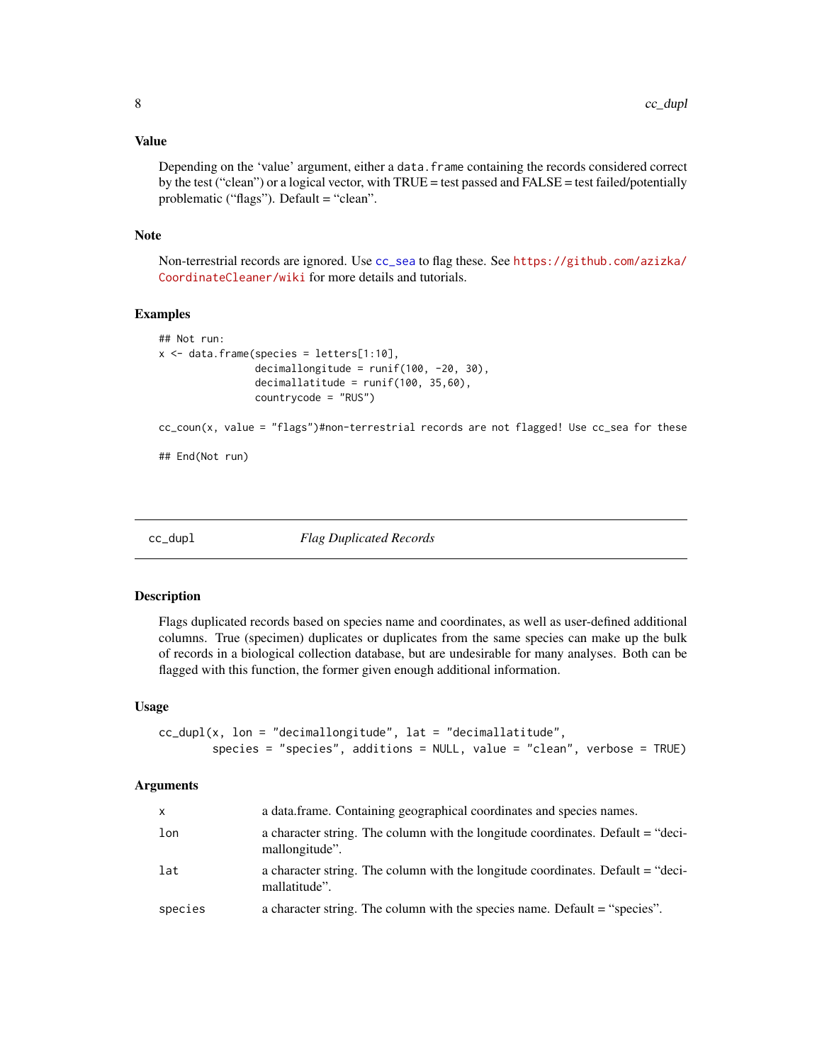### Value

Depending on the 'value' argument, either a `data.frame` containing the records considered correct by the test ("clean") or a logical vector, with TRUE = test passed and FALSE = test failed/potentially problematic ("flags"). Default = "clean".

### Note

Non-terrestrial records are ignored. Use `cc_sea` to flag these. See https://github.com/azizka/CoordinateCleaner/wiki for more details and tutorials.

### Examples

```
## Not run:
x <- data.frame(species = letters[1:10],
                decimallongitude = runif(100, -20, 30),
                decimallatitude = runif(100, 35,60),
                countrycode = "RUS")

cc_coun(x, value = "flags")#non-terrestrial records are not flagged! Use cc_sea for these

## End(Not run)
```

## cc_dupl — *Flag Duplicated Records*

### Description

Flags duplicated records based on species name and coordinates, as well as user-defined additional columns. True (specimen) duplicates or duplicates from the same species can make up the bulk of records in a biological collection database, but are undesirable for many analyses. Both can be flagged with this function, the former given enough additional information.

### Usage

```
cc_dupl(x, lon = "decimallongitude", lat = "decimallatitude",
        species = "species", additions = NULL, value = "clean", verbose = TRUE)
```

### Arguments

| | |
|---|---|
| `x` | a data.frame. Containing geographical coordinates and species names. |
| `lon` | a character string. The column with the longitude coordinates. Default = "decimallongitude". |
| `lat` | a character string. The column with the longitude coordinates. Default = "decimallatitude". |
| `species` | a character string. The column with the species name. Default = "species". |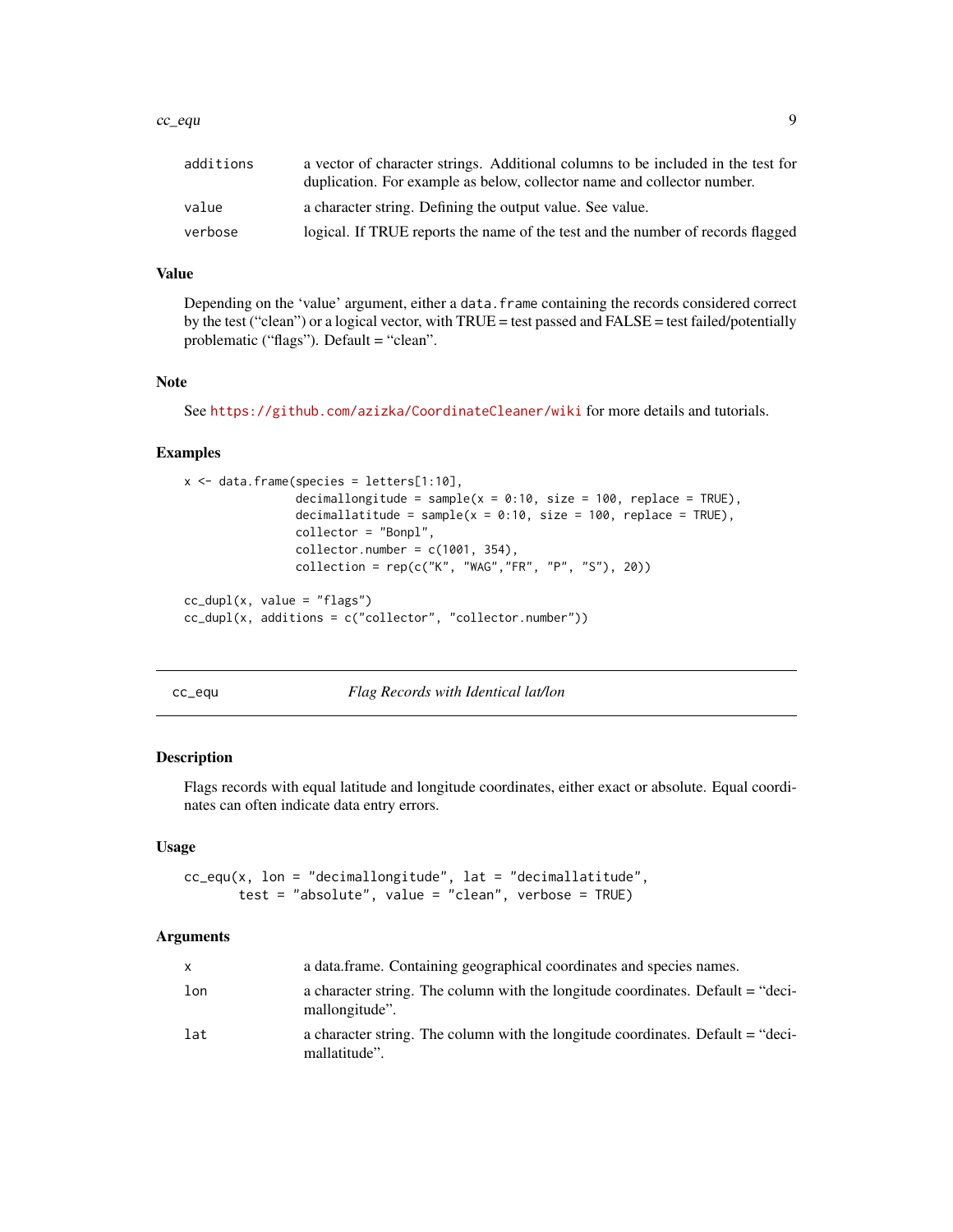| | |
|---|---|
| additions | a vector of character strings. Additional columns to be included in the test for duplication. For example as below, collector name and collector number. |
| value | a character string. Defining the output value. See value. |
| verbose | logical. If TRUE reports the name of the test and the number of records flagged |

### Value

Depending on the 'value' argument, either a `data.frame` containing the records considered correct by the test ("clean") or a logical vector, with TRUE = test passed and FALSE = test failed/potentially problematic ("flags"). Default = "clean".

### Note

See https://github.com/azizka/CoordinateCleaner/wiki for more details and tutorials.

### Examples

```
x <- data.frame(species = letters[1:10],
                decimallongitude = sample(x = 0:10, size = 100, replace = TRUE),
                decimallatitude = sample(x = 0:10, size = 100, replace = TRUE),
                collector = "Bonpl",
                collector.number = c(1001, 354),
                collection = rep(c("K", "WAG","FR", "P", "S"), 20))

cc_dupl(x, value = "flags")
cc_dupl(x, additions = c("collector", "collector.number"))
```

---

## cc_equ *Flag Records with Identical lat/lon*

### Description

Flags records with equal latitude and longitude coordinates, either exact or absolute. Equal coordinates can often indicate data entry errors.

### Usage

```
cc_equ(x, lon = "decimallongitude", lat = "decimallatitude",
       test = "absolute", value = "clean", verbose = TRUE)
```

### Arguments

| | |
|---|---|
| x | a data.frame. Containing geographical coordinates and species names. |
| lon | a character string. The column with the longitude coordinates. Default = "decimallongitude". |
| lat | a character string. The column with the longitude coordinates. Default = "decimallatitude". |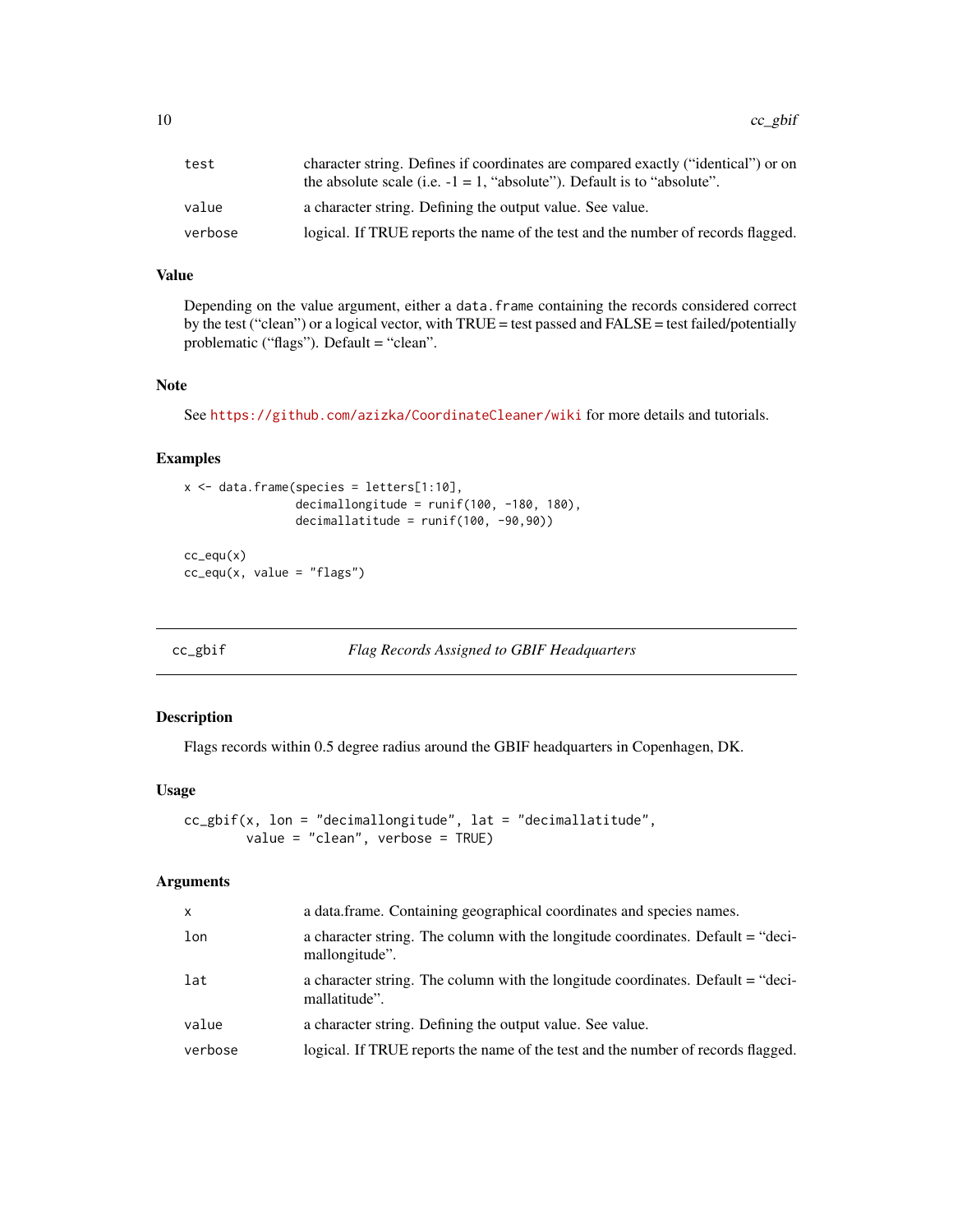| | |
|---|---|
| test | character string. Defines if coordinates are compared exactly ("identical") or on the absolute scale (i.e. -1 = 1, "absolute"). Default is to "absolute". |
| value | a character string. Defining the output value. See value. |
| verbose | logical. If TRUE reports the name of the test and the number of records flagged. |

### Value

Depending on the value argument, either a `data.frame` containing the records considered correct by the test ("clean") or a logical vector, with TRUE = test passed and FALSE = test failed/potentially problematic ("flags"). Default = "clean".

### Note

See https://github.com/azizka/CoordinateCleaner/wiki for more details and tutorials.

### Examples

```
x <- data.frame(species = letters[1:10],
                decimallongitude = runif(100, -180, 180),
                decimallatitude = runif(100, -90,90))

cc_equ(x)
cc_equ(x, value = "flags")
```

---

## cc_gbif — *Flag Records Assigned to GBIF Headquarters*

---

### Description

Flags records within 0.5 degree radius around the GBIF headquarters in Copenhagen, DK.

### Usage

```
cc_gbif(x, lon = "decimallongitude", lat = "decimallatitude",
        value = "clean", verbose = TRUE)
```

### Arguments

| | |
|---|---|
| x | a data.frame. Containing geographical coordinates and species names. |
| lon | a character string. The column with the longitude coordinates. Default = "decimallongitude". |
| lat | a character string. The column with the longitude coordinates. Default = "decimallatitude". |
| value | a character string. Defining the output value. See value. |
| verbose | logical. If TRUE reports the name of the test and the number of records flagged. |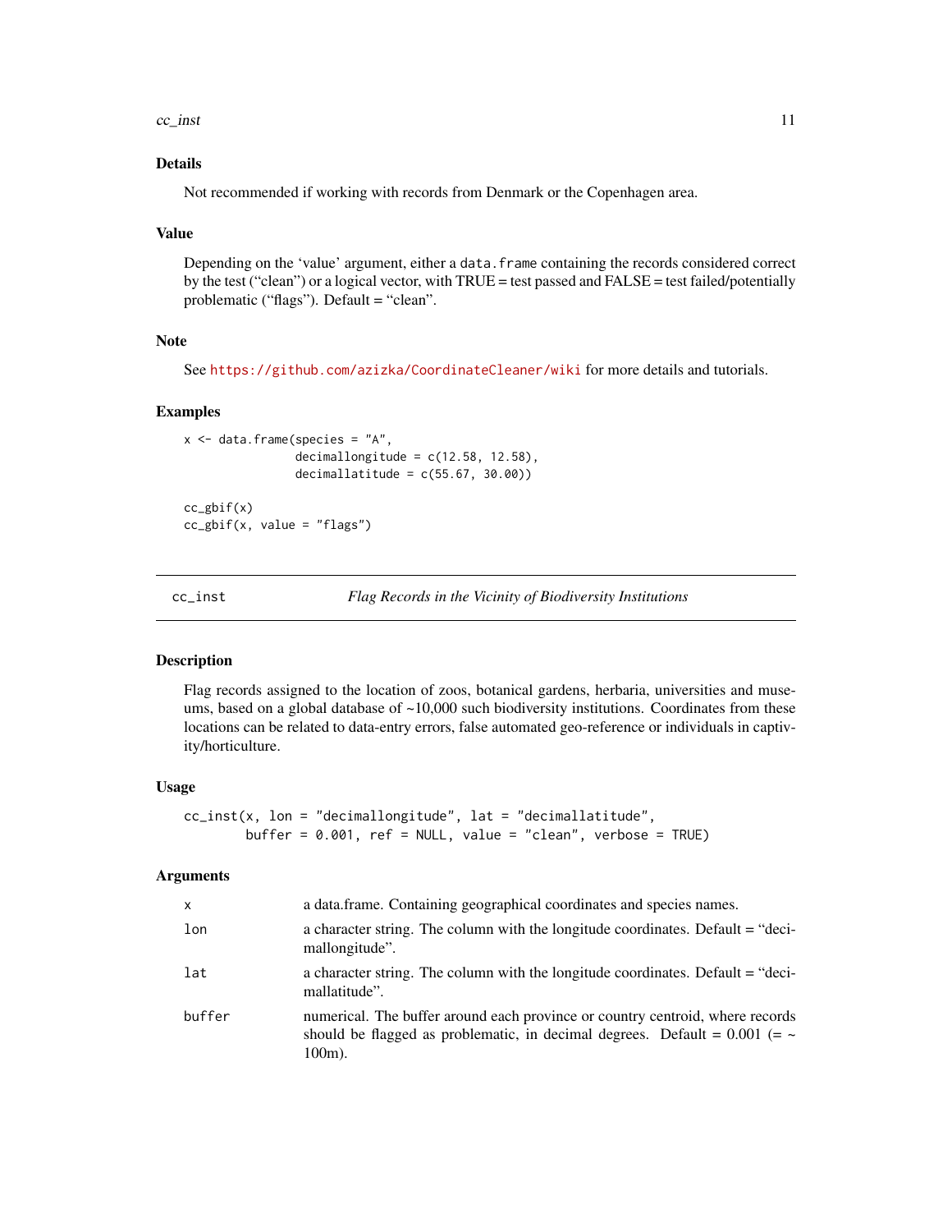### Details

Not recommended if working with records from Denmark or the Copenhagen area.

### Value

Depending on the 'value' argument, either a `data.frame` containing the records considered correct by the test ("clean") or a logical vector, with TRUE = test passed and FALSE = test failed/potentially problematic ("flags"). Default = "clean".

### Note

See https://github.com/azizka/CoordinateCleaner/wiki for more details and tutorials.

### Examples

```
x <- data.frame(species = "A",
                decimallongitude = c(12.58, 12.58),
                decimallatitude = c(55.67, 30.00))

cc_gbif(x)
cc_gbif(x, value = "flags")
```

---

## cc_inst — *Flag Records in the Vicinity of Biodiversity Institutions*

### Description

Flag records assigned to the location of zoos, botanical gardens, herbaria, universities and museums, based on a global database of ~10,000 such biodiversity institutions. Coordinates from these locations can be related to data-entry errors, false automated geo-reference or individuals in captivity/horticulture.

### Usage

```
cc_inst(x, lon = "decimallongitude", lat = "decimallatitude",
        buffer = 0.001, ref = NULL, value = "clean", verbose = TRUE)
```

### Arguments

| | |
|---|---|
| `x` | a data.frame. Containing geographical coordinates and species names. |
| `lon` | a character string. The column with the longitude coordinates. Default = "decimallongitude". |
| `lat` | a character string. The column with the longitude coordinates. Default = "decimallatitude". |
| `buffer` | numerical. The buffer around each province or country centroid, where records should be flagged as problematic, in decimal degrees. Default = 0.001 (= ~ 100m). |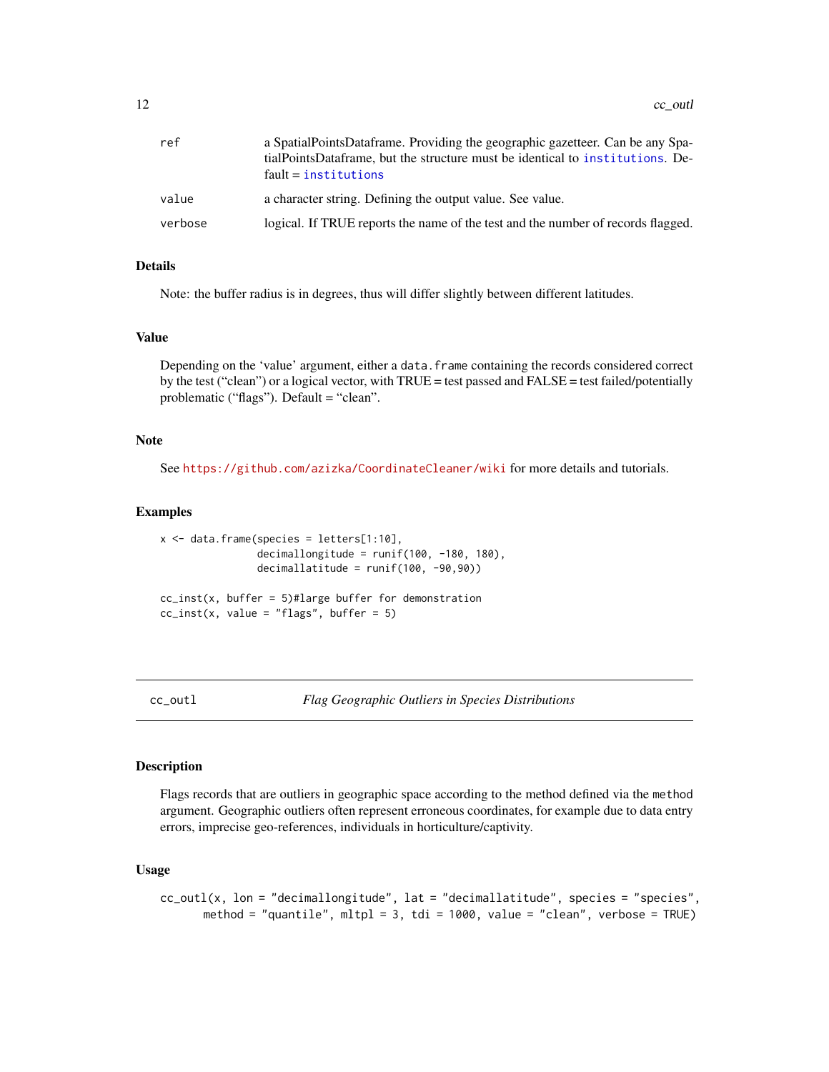| | |
|---|---|
| ref | a SpatialPointsDataframe. Providing the geographic gazetteer. Can be any SpatialPointsDataframe, but the structure must be identical to institutions. Default = institutions |
| value | a character string. Defining the output value. See value. |
| verbose | logical. If TRUE reports the name of the test and the number of records flagged. |

### Details

Note: the buffer radius is in degrees, thus will differ slightly between different latitudes.

### Value

Depending on the 'value' argument, either a `data.frame` containing the records considered correct by the test ("clean") or a logical vector, with TRUE = test passed and FALSE = test failed/potentially problematic ("flags"). Default = "clean".

### Note

See https://github.com/azizka/CoordinateCleaner/wiki for more details and tutorials.

### Examples

```
x <- data.frame(species = letters[1:10],
                decimallongitude = runif(100, -180, 180),
                decimallatitude = runif(100, -90,90))

cc_inst(x, buffer = 5)#large buffer for demonstration
cc_inst(x, value = "flags", buffer = 5)
```

---

## cc_outl — *Flag Geographic Outliers in Species Distributions*

---

### Description

Flags records that are outliers in geographic space according to the method defined via the `method` argument. Geographic outliers often represent erroneous coordinates, for example due to data entry errors, imprecise geo-references, individuals in horticulture/captivity.

### Usage

```
cc_outl(x, lon = "decimallongitude", lat = "decimallatitude", species = "species",
      method = "quantile", mltpl = 3, tdi = 1000, value = "clean", verbose = TRUE)
```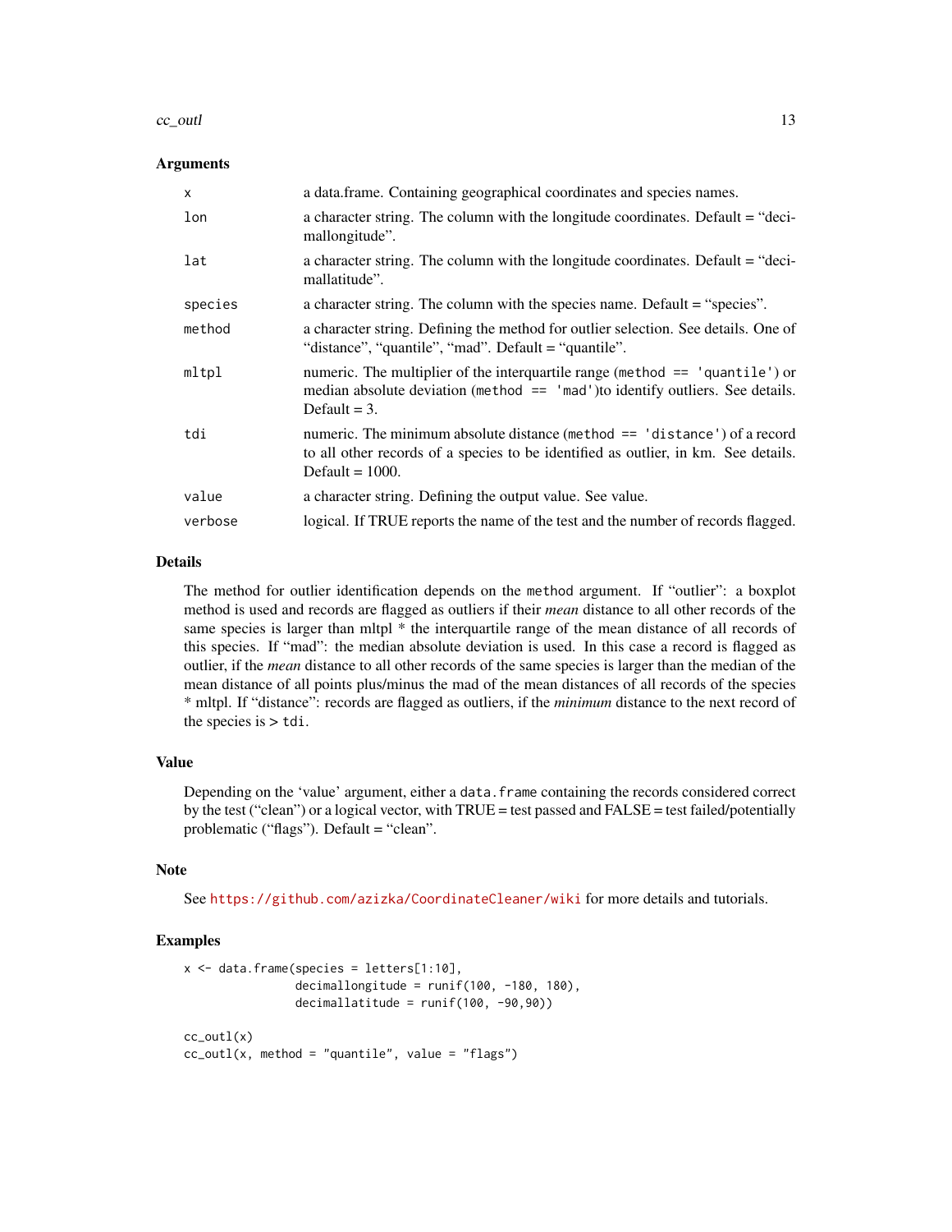### Arguments

| | |
|---|---|
| `x` | a data.frame. Containing geographical coordinates and species names. |
| `lon` | a character string. The column with the longitude coordinates. Default = "decimallongitude". |
| `lat` | a character string. The column with the longitude coordinates. Default = "decimallatitude". |
| `species` | a character string. The column with the species name. Default = "species". |
| `method` | a character string. Defining the method for outlier selection. See details. One of "distance", "quantile", "mad". Default = "quantile". |
| `mltpl` | numeric. The multiplier of the interquartile range (`method == 'quantile'`) or median absolute deviation (`method == 'mad'`)to identify outliers. See details. Default = 3. |
| `tdi` | numeric. The minimum absolute distance (`method == 'distance'`) of a record to all other records of a species to be identified as outlier, in km. See details. Default = 1000. |
| `value` | a character string. Defining the output value. See value. |
| `verbose` | logical. If TRUE reports the name of the test and the number of records flagged. |

### Details

The method for outlier identification depends on the `method` argument. If "outlier": a boxplot method is used and records are flagged as outliers if their *mean* distance to all other records of the same species is larger than mltpl * the interquartile range of the mean distance of all records of this species. If "mad": the median absolute deviation is used. In this case a record is flagged as outlier, if the *mean* distance to all other records of the same species is larger than the median of the mean distance of all points plus/minus the mad of the mean distances of all records of the species * mltpl. If "distance": records are flagged as outliers, if the *minimum* distance to the next record of the species is > `tdi`.

### Value

Depending on the 'value' argument, either a `data.frame` containing the records considered correct by the test ("clean") or a logical vector, with TRUE = test passed and FALSE = test failed/potentially problematic ("flags"). Default = "clean".

### Note

See https://github.com/azizka/CoordinateCleaner/wiki for more details and tutorials.

### Examples

```
x <- data.frame(species = letters[1:10],
                decimallongitude = runif(100, -180, 180),
                decimallatitude = runif(100, -90,90))

cc_outl(x)
cc_outl(x, method = "quantile", value = "flags")
```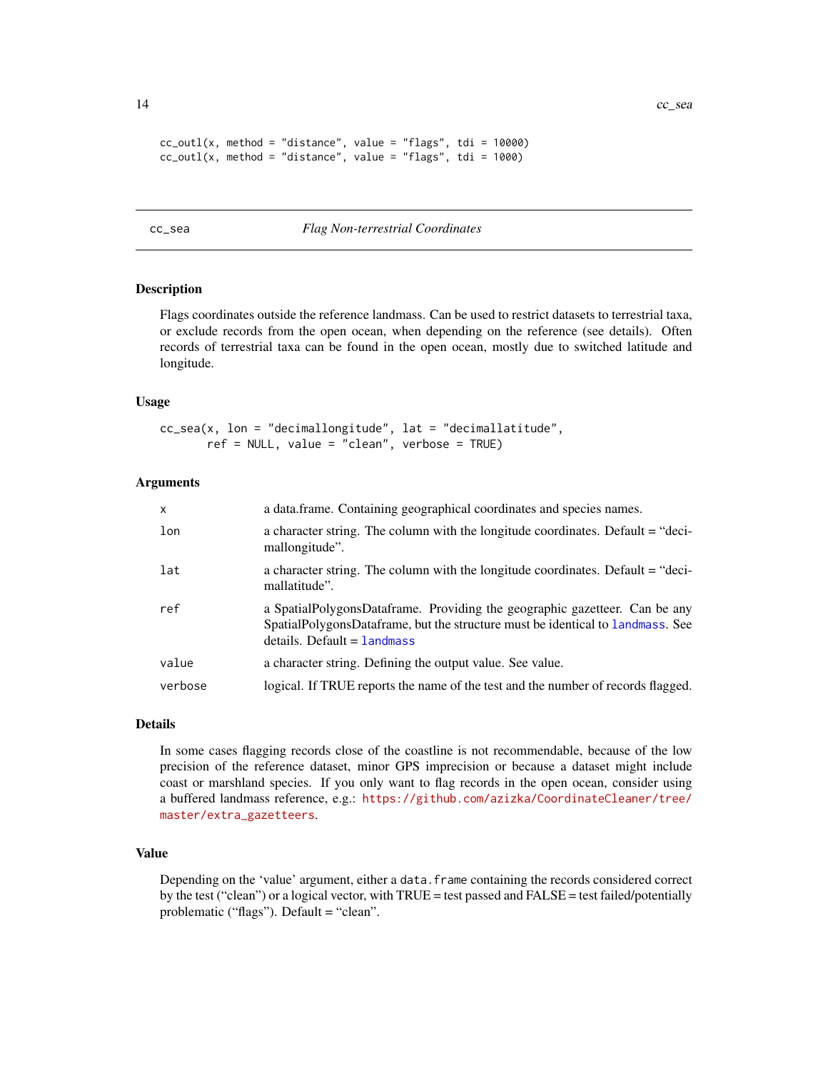```
cc_outl(x, method = "distance", value = "flags", tdi = 10000)
cc_outl(x, method = "distance", value = "flags", tdi = 1000)
```

## cc_sea — *Flag Non-terrestrial Coordinates*

### Description

Flags coordinates outside the reference landmass. Can be used to restrict datasets to terrestrial taxa, or exclude records from the open ocean, when depending on the reference (see details). Often records of terrestrial taxa can be found in the open ocean, mostly due to switched latitude and longitude.

### Usage

```
cc_sea(x, lon = "decimallongitude", lat = "decimallatitude",
       ref = NULL, value = "clean", verbose = TRUE)
```

### Arguments

| | |
|---|---|
| x | a data.frame. Containing geographical coordinates and species names. |
| lon | a character string. The column with the longitude coordinates. Default = "decimallongitude". |
| lat | a character string. The column with the longitude coordinates. Default = "decimallatitude". |
| ref | a SpatialPolygonsDataframe. Providing the geographic gazetteer. Can be any SpatialPolygonsDataframe, but the structure must be identical to `landmass`. See details. Default = `landmass` |
| value | a character string. Defining the output value. See value. |
| verbose | logical. If TRUE reports the name of the test and the number of records flagged. |

### Details

In some cases flagging records close of the coastline is not recommendable, because of the low precision of the reference dataset, minor GPS imprecision or because a dataset might include coast or marshland species. If you only want to flag records in the open ocean, consider using a buffered landmass reference, e.g.: https://github.com/azizka/CoordinateCleaner/tree/master/extra_gazetteers.

### Value

Depending on the 'value' argument, either a `data.frame` containing the records considered correct by the test ("clean") or a logical vector, with TRUE = test passed and FALSE = test failed/potentially problematic ("flags"). Default = "clean".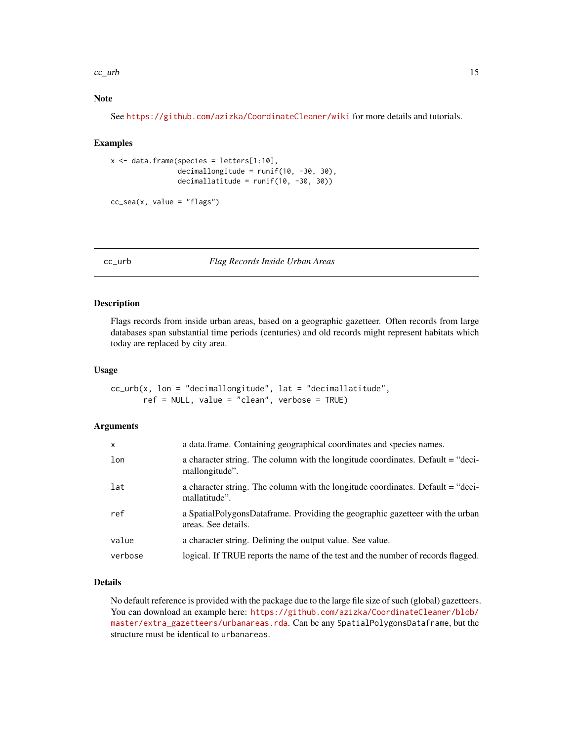## Note

See https://github.com/azizka/CoordinateCleaner/wiki for more details and tutorials.

## Examples

```
x <- data.frame(species = letters[1:10],
                decimallongitude = runif(10, -30, 30),
                decimallatitude = runif(10, -30, 30))

cc_sea(x, value = "flags")
```

---

# cc_urb — *Flag Records Inside Urban Areas*

## Description

Flags records from inside urban areas, based on a geographic gazetteer. Often records from large databases span substantial time periods (centuries) and old records might represent habitats which today are replaced by city area.

## Usage

```
cc_urb(x, lon = "decimallongitude", lat = "decimallatitude",
       ref = NULL, value = "clean", verbose = TRUE)
```

## Arguments

| | |
|---|---|
| `x` | a data.frame. Containing geographical coordinates and species names. |
| `lon` | a character string. The column with the longitude coordinates. Default = “decimallongitude”. |
| `lat` | a character string. The column with the longitude coordinates. Default = “decimallatitude”. |
| `ref` | a SpatialPolygonsDataframe. Providing the geographic gazetteer with the urban areas. See details. |
| `value` | a character string. Defining the output value. See value. |
| `verbose` | logical. If TRUE reports the name of the test and the number of records flagged. |

## Details

No default reference is provided with the package due to the large file size of such (global) gazetteers. You can download an example here: https://github.com/azizka/CoordinateCleaner/blob/master/extra_gazetteers/urbanareas.rda. Can be any `SpatialPolygonsDataframe`, but the structure must be identical to `urbanareas`.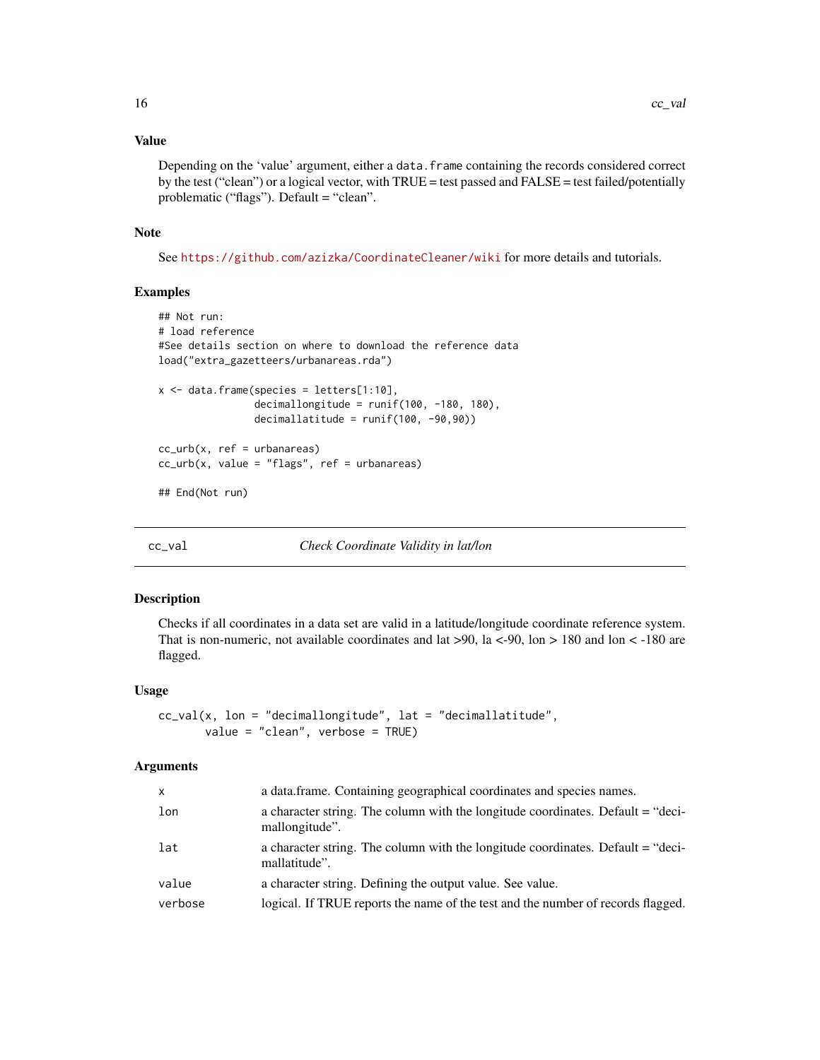### Value

Depending on the 'value' argument, either a `data.frame` containing the records considered correct by the test ("clean") or a logical vector, with TRUE = test passed and FALSE = test failed/potentially problematic ("flags"). Default = "clean".

### Note

See https://github.com/azizka/CoordinateCleaner/wiki for more details and tutorials.

### Examples

```
## Not run:
# load reference
#See details section on where to download the reference data
load("extra_gazetteers/urbanareas.rda")

x <- data.frame(species = letters[1:10],
                decimallongitude = runif(100, -180, 180),
                decimallatitude = runif(100, -90,90))

cc_urb(x, ref = urbanareas)
cc_urb(x, value = "flags", ref = urbanareas)

## End(Not run)
```

---

## cc_val *Check Coordinate Validity in lat/lon*

### Description

Checks if all coordinates in a data set are valid in a latitude/longitude coordinate reference system. That is non-numeric, not available coordinates and lat >90, la <-90, lon > 180 and lon < -180 are flagged.

### Usage

```
cc_val(x, lon = "decimallongitude", lat = "decimallatitude",
       value = "clean", verbose = TRUE)
```

### Arguments

| | |
|---|---|
| `x` | a data.frame. Containing geographical coordinates and species names. |
| `lon` | a character string. The column with the longitude coordinates. Default = "decimallongitude". |
| `lat` | a character string. The column with the longitude coordinates. Default = "decimallatitude". |
| `value` | a character string. Defining the output value. See value. |
| `verbose` | logical. If TRUE reports the name of the test and the number of records flagged. |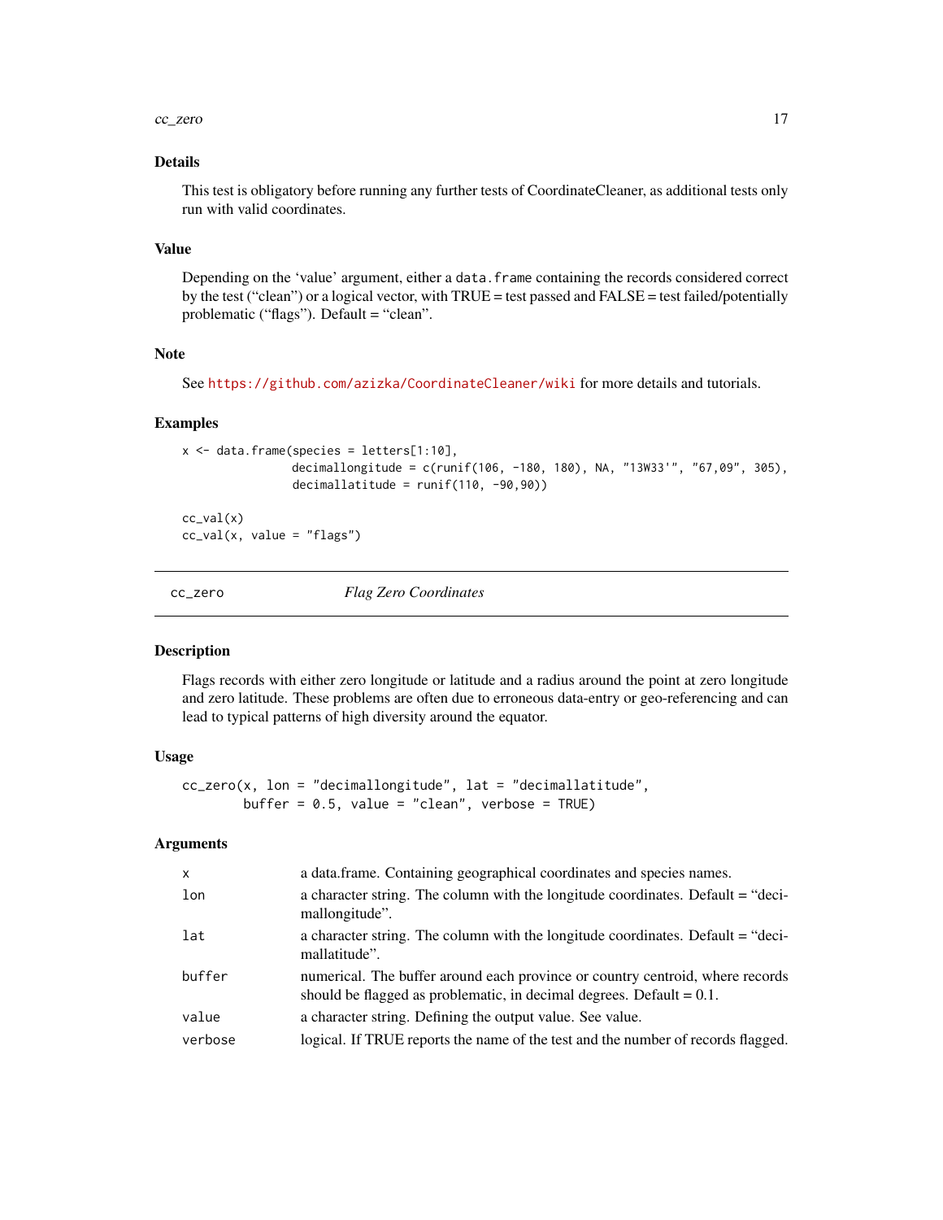### Details

This test is obligatory before running any further tests of CoordinateCleaner, as additional tests only run with valid coordinates.

### Value

Depending on the 'value' argument, either a `data.frame` containing the records considered correct by the test ("clean") or a logical vector, with TRUE = test passed and FALSE = test failed/potentially problematic ("flags"). Default = "clean".

### Note

See https://github.com/azizka/CoordinateCleaner/wiki for more details and tutorials.

### Examples

```
x <- data.frame(species = letters[1:10],
                decimallongitude = c(runif(106, -180, 180), NA, "13W33'", "67,09", 305),
                decimallatitude = runif(110, -90,90))

cc_val(x)
cc_val(x, value = "flags")
```

---

## cc_zero *Flag Zero Coordinates*

### Description

Flags records with either zero longitude or latitude and a radius around the point at zero longitude and zero latitude. These problems are often due to erroneous data-entry or geo-referencing and can lead to typical patterns of high diversity around the equator.

### Usage

```
cc_zero(x, lon = "decimallongitude", lat = "decimallatitude",
        buffer = 0.5, value = "clean", verbose = TRUE)
```

### Arguments

| | |
|---|---|
| `x` | a data.frame. Containing geographical coordinates and species names. |
| `lon` | a character string. The column with the longitude coordinates. Default = "decimallongitude". |
| `lat` | a character string. The column with the longitude coordinates. Default = "decimallatitude". |
| `buffer` | numerical. The buffer around each province or country centroid, where records should be flagged as problematic, in decimal degrees. Default = 0.1. |
| `value` | a character string. Defining the output value. See value. |
| `verbose` | logical. If TRUE reports the name of the test and the number of records flagged. |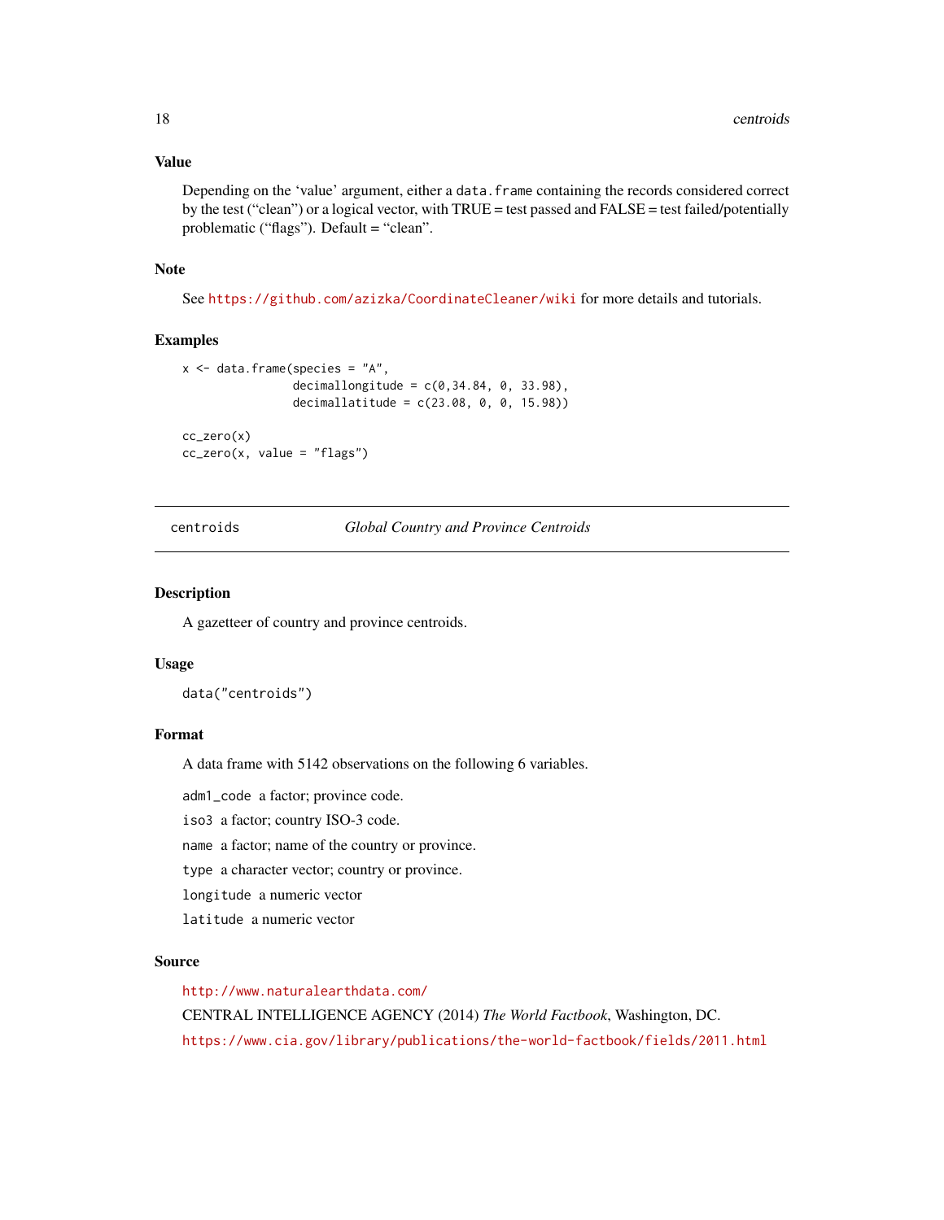## Value

Depending on the 'value' argument, either a `data.frame` containing the records considered correct by the test ("clean") or a logical vector, with TRUE = test passed and FALSE = test failed/potentially problematic ("flags"). Default = "clean".

## Note

See https://github.com/azizka/CoordinateCleaner/wiki for more details and tutorials.

## Examples

```
x <- data.frame(species = "A",
                decimallongitude = c(0,34.84, 0, 33.98),
                decimallatitude = c(23.08, 0, 0, 15.98))

cc_zero(x)
cc_zero(x, value = "flags")
```

---

# centroids — *Global Country and Province Centroids*

---

## Description

A gazetteer of country and province centroids.

## Usage

```
data("centroids")
```

## Format

A data frame with 5142 observations on the following 6 variables.

- `adm1_code` a factor; province code.
- `iso3` a factor; country ISO-3 code.
- `name` a factor; name of the country or province.
- `type` a character vector; country or province.
- `longitude` a numeric vector
- `latitude` a numeric vector

## Source

http://www.naturalearthdata.com/

CENTRAL INTELLIGENCE AGENCY (2014) *The World Factbook*, Washington, DC.

https://www.cia.gov/library/publications/the-world-factbook/fields/2011.html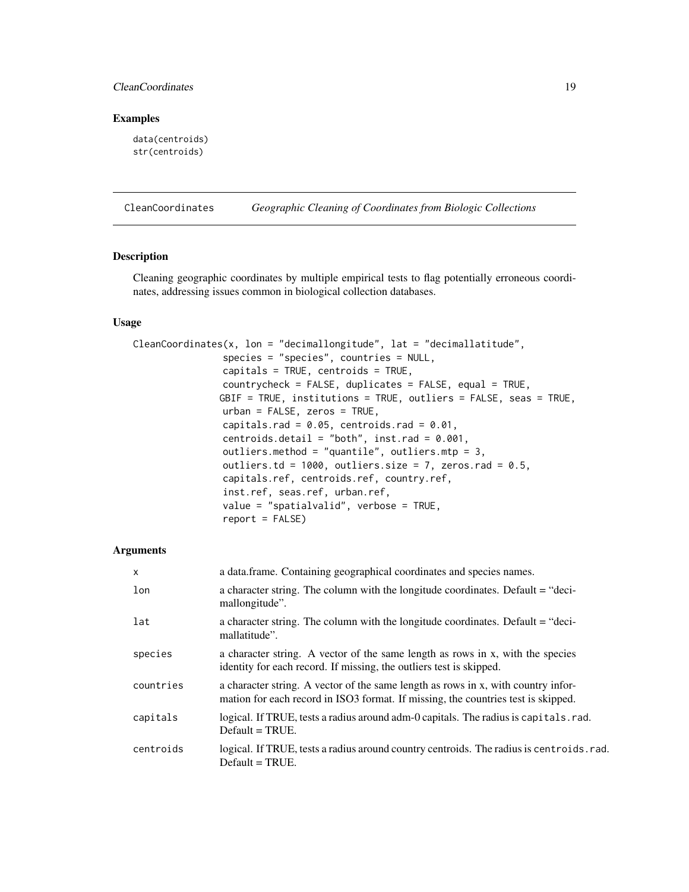## Examples

```
data(centroids)
str(centroids)
```

---

CleanCoordinates *Geographic Cleaning of Coordinates from Biologic Collections*

---

## Description

Cleaning geographic coordinates by multiple empirical tests to flag potentially erroneous coordinates, addressing issues common in biological collection databases.

## Usage

```
CleanCoordinates(x, lon = "decimallongitude", lat = "decimallatitude",
                 species = "species", countries = NULL,
                 capitals = TRUE, centroids = TRUE,
                 countrycheck = FALSE, duplicates = FALSE, equal = TRUE,
                GBIF = TRUE, institutions = TRUE, outliers = FALSE, seas = TRUE,
                 urban = FALSE, zeros = TRUE,
                 capitals.rad = 0.05, centroids.rad = 0.01,
                 centroids.detail = "both", inst.rad = 0.001,
                 outliers.method = "quantile", outliers.mtp = 3,
                 outliers.td = 1000, outliers.size = 7, zeros.rad = 0.5,
                 capitals.ref, centroids.ref, country.ref,
                 inst.ref, seas.ref, urban.ref,
                 value = "spatialvalid", verbose = TRUE,
                 report = FALSE)
```

## Arguments

| | |
|---|---|
| `x` | a data.frame. Containing geographical coordinates and species names. |
| `lon` | a character string. The column with the longitude coordinates. Default = "decimallongitude". |
| `lat` | a character string. The column with the longitude coordinates. Default = "decimallatitude". |
| `species` | a character string. A vector of the same length as rows in x, with the species identity for each record. If missing, the outliers test is skipped. |
| `countries` | a character string. A vector of the same length as rows in x, with country information for each record in ISO3 format. If missing, the countries test is skipped. |
| `capitals` | logical. If TRUE, tests a radius around adm-0 capitals. The radius is `capitals.rad`. Default = TRUE. |
| `centroids` | logical. If TRUE, tests a radius around country centroids. The radius is `centroids.rad`. Default = TRUE. |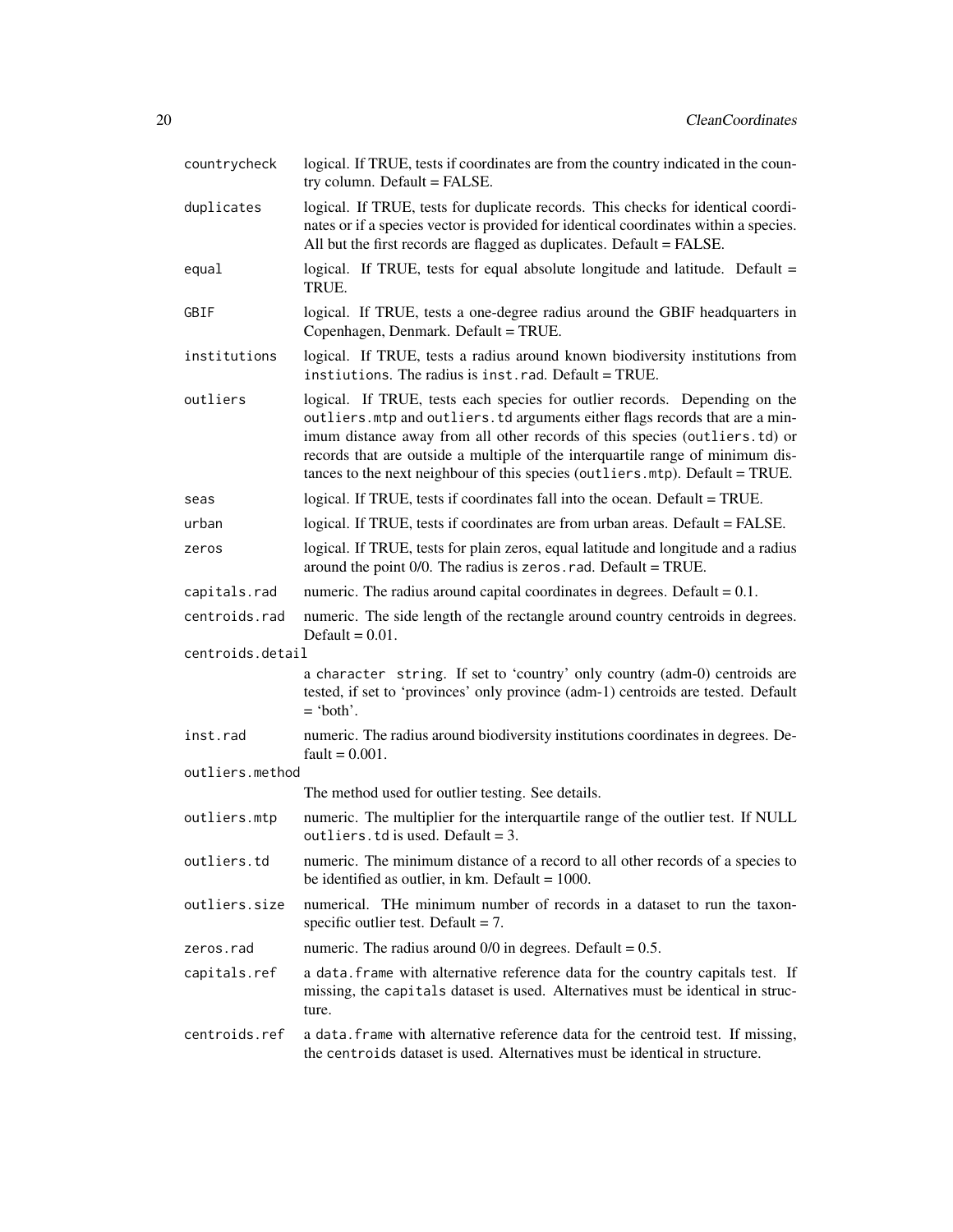| | |
|---|---|
| `countrycheck` | logical. If TRUE, tests if coordinates are from the country indicated in the country column. Default = FALSE. |
| `duplicates` | logical. If TRUE, tests for duplicate records. This checks for identical coordinates or if a species vector is provided for identical coordinates within a species. All but the first records are flagged as duplicates. Default = FALSE. |
| `equal` | logical. If TRUE, tests for equal absolute longitude and latitude. Default = TRUE. |
| `GBIF` | logical. If TRUE, tests a one-degree radius around the GBIF headquarters in Copenhagen, Denmark. Default = TRUE. |
| `institutions` | logical. If TRUE, tests a radius around known biodiversity institutions from `instiutions`. The radius is `inst.rad`. Default = TRUE. |
| `outliers` | logical. If TRUE, tests each species for outlier records. Depending on the `outliers.mtp` and `outliers.td` arguments either flags records that are a minimum distance away from all other records of this species (`outliers.td`) or records that are outside a multiple of the interquartile range of minimum distances to the next neighbour of this species (`outliers.mtp`). Default = TRUE. |
| `seas` | logical. If TRUE, tests if coordinates fall into the ocean. Default = TRUE. |
| `urban` | logical. If TRUE, tests if coordinates are from urban areas. Default = FALSE. |
| `zeros` | logical. If TRUE, tests for plain zeros, equal latitude and longitude and a radius around the point 0/0. The radius is `zeros.rad`. Default = TRUE. |
| `capitals.rad` | numeric. The radius around capital coordinates in degrees. Default = 0.1. |
| `centroids.rad` | numeric. The side length of the rectangle around country centroids in degrees. Default = 0.01. |
| `centroids.detail` | a `character string`. If set to 'country' only country (adm-0) centroids are tested, if set to 'provinces' only province (adm-1) centroids are tested. Default = 'both'. |
| `inst.rad` | numeric. The radius around biodiversity institutions coordinates in degrees. Default = 0.001. |
| `outliers.method` | The method used for outlier testing. See details. |
| `outliers.mtp` | numeric. The multiplier for the interquartile range of the outlier test. If NULL `outliers.td` is used. Default = 3. |
| `outliers.td` | numeric. The minimum distance of a record to all other records of a species to be identified as outlier, in km. Default = 1000. |
| `outliers.size` | numerical. THe minimum number of records in a dataset to run the taxon-specific outlier test. Default = 7. |
| `zeros.rad` | numeric. The radius around 0/0 in degrees. Default = 0.5. |
| `capitals.ref` | a `data.frame` with alternative reference data for the country capitals test. If missing, the `capitals` dataset is used. Alternatives must be identical in structure. |
| `centroids.ref` | a `data.frame` with alternative reference data for the centroid test. If missing, the `centroids` dataset is used. Alternatives must be identical in structure. |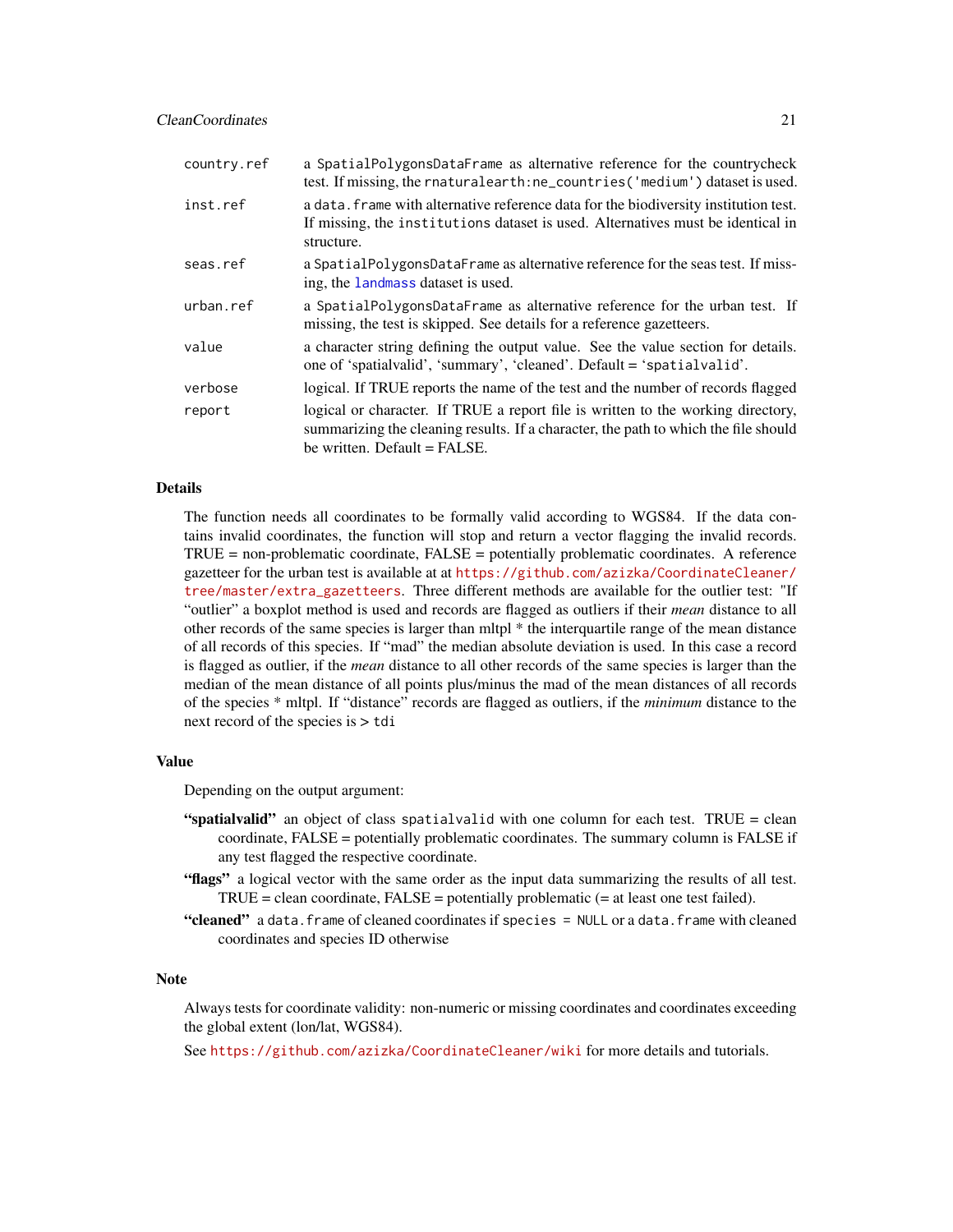| | |
|---|---|
| `country.ref` | a `SpatialPolygonsDataFrame` as alternative reference for the countrycheck test. If missing, the `rnaturalearth:ne_countries('medium')` dataset is used. |
| `inst.ref` | a `data.frame` with alternative reference data for the biodiversity institution test. If missing, the `institutions` dataset is used. Alternatives must be identical in structure. |
| `seas.ref` | a `SpatialPolygonsDataFrame` as alternative reference for the seas test. If missing, the `landmass` dataset is used. |
| `urban.ref` | a `SpatialPolygonsDataFrame` as alternative reference for the urban test. If missing, the test is skipped. See details for a reference gazetteers. |
| `value` | a character string defining the output value. See the value section for details. one of 'spatialvalid', 'summary', 'cleaned'. Default = '`spatialvalid`'. |
| `verbose` | logical. If TRUE reports the name of the test and the number of records flagged |
| `report` | logical or character. If TRUE a report file is written to the working directory, summarizing the cleaning results. If a character, the path to which the file should be written. Default = FALSE. |

## Details

The function needs all coordinates to be formally valid according to WGS84. If the data contains invalid coordinates, the function will stop and return a vector flagging the invalid records. TRUE = non-problematic coordinate, FALSE = potentially problematic coordinates. A reference gazetteer for the urban test is available at at https://github.com/azizka/CoordinateCleaner/tree/master/extra_gazetteers. Three different methods are available for the outlier test: "If "outlier" a boxplot method is used and records are flagged as outliers if their *mean* distance to all other records of the same species is larger than mltpl * the interquartile range of the mean distance of all records of this species. If "mad" the median absolute deviation is used. In this case a record is flagged as outlier, if the *mean* distance to all other records of the same species is larger than the median of the mean distance of all points plus/minus the mad of the mean distances of all records of the species * mltpl. If "distance" records are flagged as outliers, if the *minimum* distance to the next record of the species is > `tdi`

## Value

Depending on the output argument:

**"spatialvalid"** an object of class `spatialvalid` with one column for each test. TRUE = clean coordinate, FALSE = potentially problematic coordinates. The summary column is FALSE if any test flagged the respective coordinate.

**"flags"** a logical vector with the same order as the input data summarizing the results of all test. TRUE = clean coordinate, FALSE = potentially problematic (= at least one test failed).

**"cleaned"** a `data.frame` of cleaned coordinates if `species = NULL` or a `data.frame` with cleaned coordinates and species ID otherwise

## Note

Always tests for coordinate validity: non-numeric or missing coordinates and coordinates exceeding the global extent (lon/lat, WGS84).

See https://github.com/azizka/CoordinateCleaner/wiki for more details and tutorials.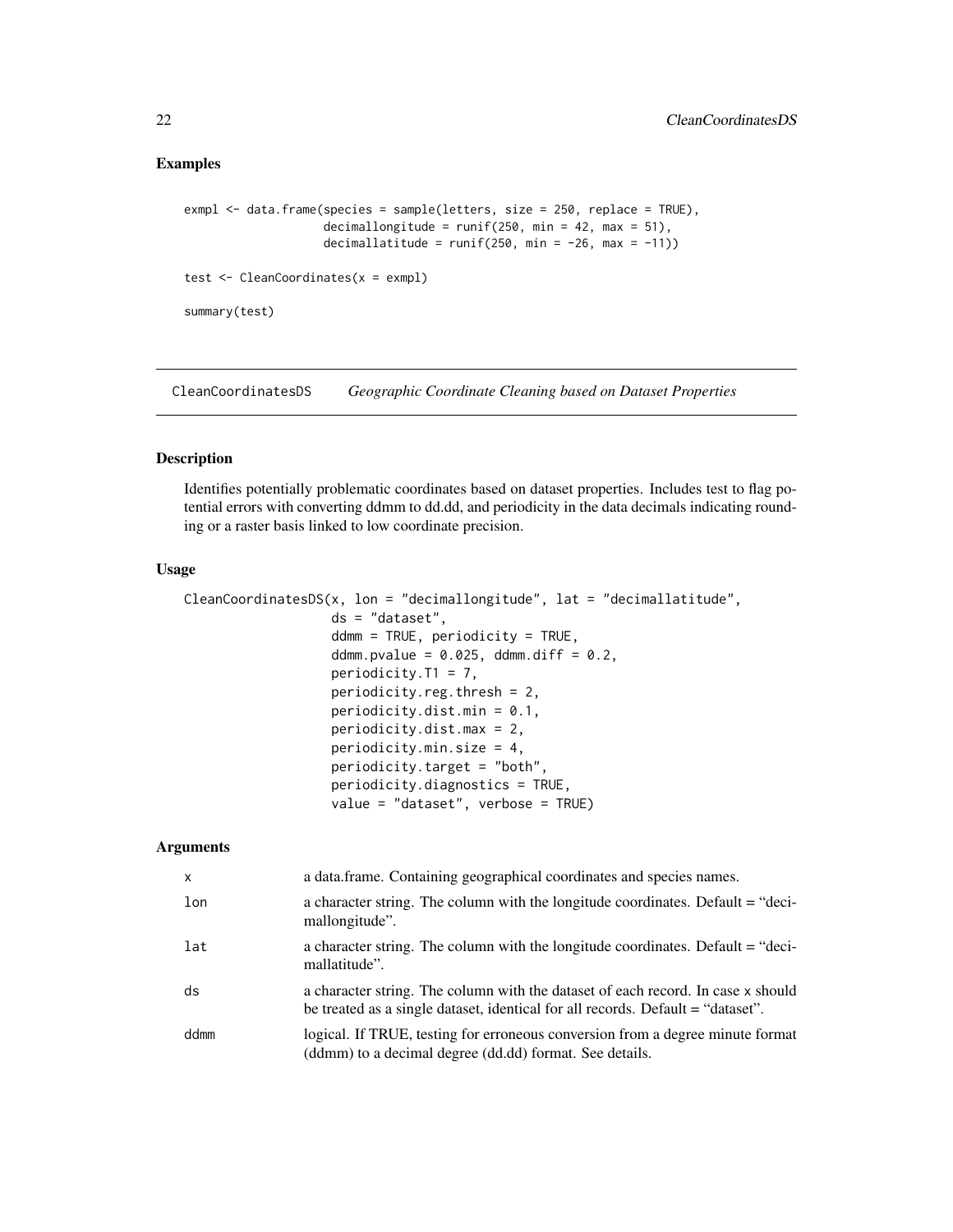## Examples

```
exmpl <- data.frame(species = sample(letters, size = 250, replace = TRUE),
                    decimallongitude = runif(250, min = 42, max = 51),
                    decimallatitude = runif(250, min = -26, max = -11))

test <- CleanCoordinates(x = exmpl)

summary(test)
```

---

# CleanCoordinatesDS    *Geographic Coordinate Cleaning based on Dataset Properties*

---

## Description

Identifies potentially problematic coordinates based on dataset properties. Includes test to flag potential errors with converting ddmm to dd.dd, and periodicity in the data decimals indicating rounding or a raster basis linked to low coordinate precision.

## Usage

```
CleanCoordinatesDS(x, lon = "decimallongitude", lat = "decimallatitude",
                   ds = "dataset",
                   ddmm = TRUE, periodicity = TRUE,
                   ddmm.pvalue = 0.025, ddmm.diff = 0.2,
                   periodicity.T1 = 7,
                   periodicity.reg.thresh = 2,
                   periodicity.dist.min = 0.1,
                   periodicity.dist.max = 2,
                   periodicity.min.size = 4,
                   periodicity.target = "both",
                   periodicity.diagnostics = TRUE,
                   value = "dataset", verbose = TRUE)
```

## Arguments

| | |
|---|---|
| `x` | a data.frame. Containing geographical coordinates and species names. |
| `lon` | a character string. The column with the longitude coordinates. Default = "decimallongitude". |
| `lat` | a character string. The column with the longitude coordinates. Default = "decimallatitude". |
| `ds` | a character string. The column with the dataset of each record. In case `x` should be treated as a single dataset, identical for all records. Default = "dataset". |
| `ddmm` | logical. If TRUE, testing for erroneous conversion from a degree minute format (ddmm) to a decimal degree (dd.dd) format. See details. |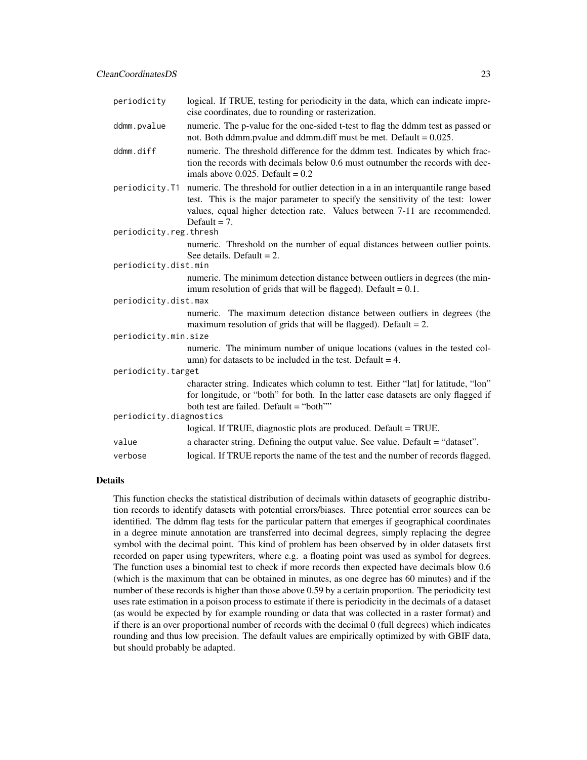| | |
|---|---|
| `periodicity` | logical. If TRUE, testing for periodicity in the data, which can indicate imprecise coordinates, due to rounding or rasterization. |
| `ddmm.pvalue` | numeric. The p-value for the one-sided t-test to flag the ddmm test as passed or not. Both ddmm.pvalue and ddmm.diff must be met. Default = 0.025. |
| `ddmm.diff` | numeric. The threshold difference for the ddmm test. Indicates by which fraction the records with decimals below 0.6 must outnumber the records with decimals above 0.025. Default = 0.2 |
| `periodicity.T1` | numeric. The threshold for outlier detection in a in an interquantile range based test. This is the major parameter to specify the sensitivity of the test: lower values, equal higher detection rate. Values between 7-11 are recommended. Default = 7. |
| `periodicity.reg.thresh` | numeric. Threshold on the number of equal distances between outlier points. See details. Default = 2. |
| `periodicity.dist.min` | numeric. The minimum detection distance between outliers in degrees (the minimum resolution of grids that will be flagged). Default = 0.1. |
| `periodicity.dist.max` | numeric. The maximum detection distance between outliers in degrees (the maximum resolution of grids that will be flagged). Default = 2. |
| `periodicity.min.size` | numeric. The minimum number of unique locations (values in the tested column) for datasets to be included in the test. Default = 4. |
| `periodicity.target` | character string. Indicates which column to test. Either "lat] for latitude, "lon" for longitude, or "both" for both. In the latter case datasets are only flagged if both test are failed. Default = "both"" |
| `periodicity.diagnostics` | logical. If TRUE, diagnostic plots are produced. Default = TRUE. |
| `value` | a character string. Defining the output value. See value. Default = "dataset". |
| `verbose` | logical. If TRUE reports the name of the test and the number of records flagged. |

## Details

This function checks the statistical distribution of decimals within datasets of geographic distribution records to identify datasets with potential errors/biases. Three potential error sources can be identified. The ddmm flag tests for the particular pattern that emerges if geographical coordinates in a degree minute annotation are transferred into decimal degrees, simply replacing the degree symbol with the decimal point. This kind of problem has been observed by in older datasets first recorded on paper using typewriters, where e.g. a floating point was used as symbol for degrees. The function uses a binomial test to check if more records then expected have decimals blow 0.6 (which is the maximum that can be obtained in minutes, as one degree has 60 minutes) and if the number of these records is higher than those above 0.59 by a certain proportion. The periodicity test uses rate estimation in a poison process to estimate if there is periodicity in the decimals of a dataset (as would be expected by for example rounding or data that was collected in a raster format) and if there is an over proportional number of records with the decimal 0 (full degrees) which indicates rounding and thus low precision. The default values are empirically optimized by with GBIF data, but should probably be adapted.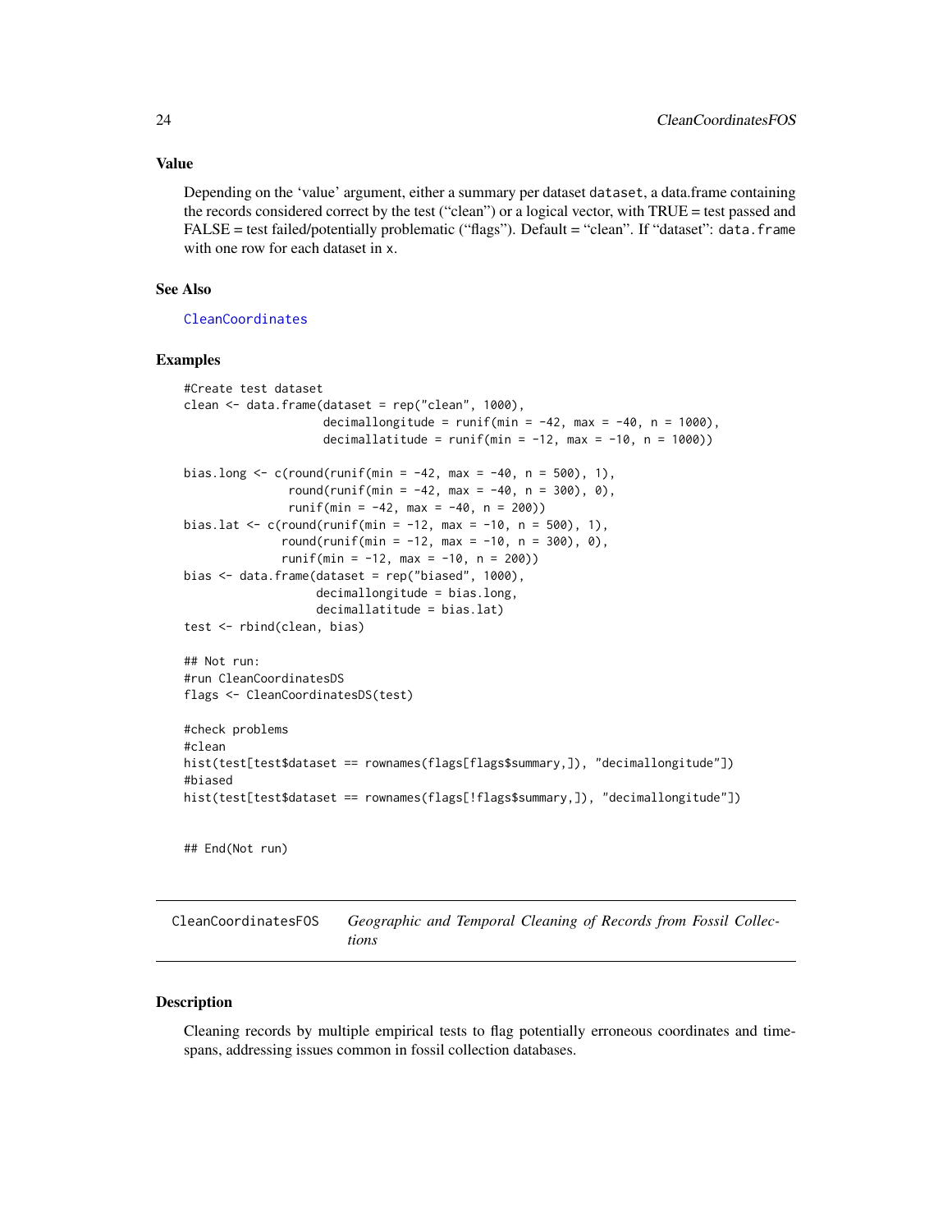### Value

Depending on the 'value' argument, either a summary per dataset `dataset`, a data.frame containing the records considered correct by the test ("clean") or a logical vector, with TRUE = test passed and FALSE = test failed/potentially problematic ("flags"). Default = "clean". If "dataset": `data.frame` with one row for each dataset in `x`.

### See Also

CleanCoordinates

### Examples

```
#Create test dataset
clean <- data.frame(dataset = rep("clean", 1000),
                    decimallongitude = runif(min = -42, max = -40, n = 1000),
                    decimallatitude = runif(min = -12, max = -10, n = 1000))

bias.long <- c(round(runif(min = -42, max = -40, n = 500), 1),
               round(runif(min = -42, max = -40, n = 300), 0),
               runif(min = -42, max = -40, n = 200))
bias.lat <- c(round(runif(min = -12, max = -10, n = 500), 1),
              round(runif(min = -12, max = -10, n = 300), 0),
              runif(min = -12, max = -10, n = 200))
bias <- data.frame(dataset = rep("biased", 1000),
                   decimallongitude = bias.long,
                   decimallatitude = bias.lat)
test <- rbind(clean, bias)

## Not run:
#run CleanCoordinatesDS
flags <- CleanCoordinatesDS(test)

#check problems
#clean
hist(test[test$dataset == rownames(flags[flags$summary,]), "decimallongitude"])
#biased
hist(test[test$dataset == rownames(flags[!flags$summary,]), "decimallongitude"])


## End(Not run)
```

## CleanCoordinatesFOS — *Geographic and Temporal Cleaning of Records from Fossil Collections*

### Description

Cleaning records by multiple empirical tests to flag potentially erroneous coordinates and time-spans, addressing issues common in fossil collection databases.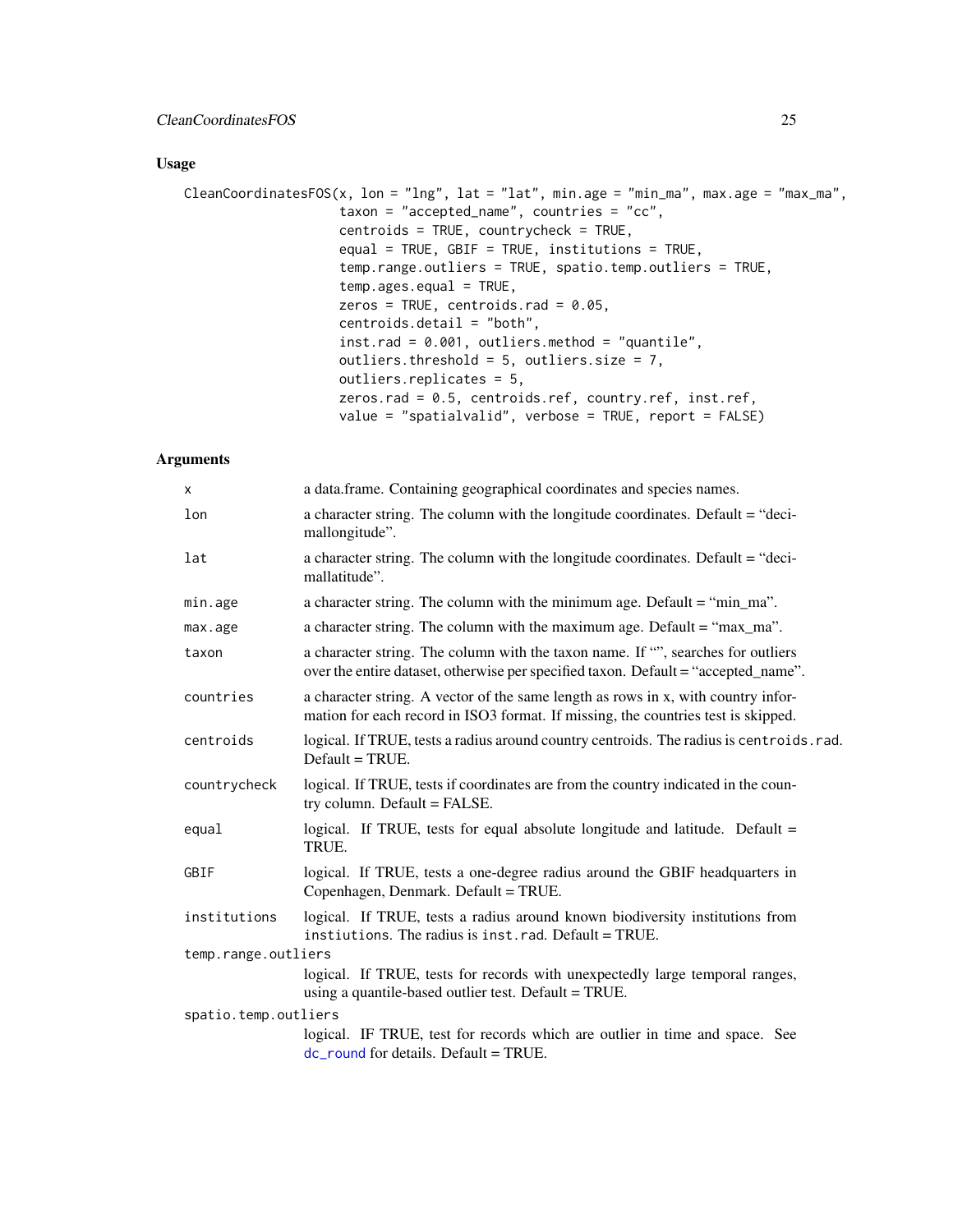## Usage

```
CleanCoordinatesFOS(x, lon = "lng", lat = "lat", min.age = "min_ma", max.age = "max_ma",
                    taxon = "accepted_name", countries = "cc",
                    centroids = TRUE, countrycheck = TRUE,
                    equal = TRUE, GBIF = TRUE, institutions = TRUE,
                    temp.range.outliers = TRUE, spatio.temp.outliers = TRUE,
                    temp.ages.equal = TRUE,
                    zeros = TRUE, centroids.rad = 0.05,
                    centroids.detail = "both",
                    inst.rad = 0.001, outliers.method = "quantile",
                    outliers.threshold = 5, outliers.size = 7,
                    outliers.replicates = 5,
                    zeros.rad = 0.5, centroids.ref, country.ref, inst.ref,
                    value = "spatialvalid", verbose = TRUE, report = FALSE)
```

## Arguments

| | |
|---|---|
| `x` | a data.frame. Containing geographical coordinates and species names. |
| `lon` | a character string. The column with the longitude coordinates. Default = "decimallongitude". |
| `lat` | a character string. The column with the longitude coordinates. Default = "decimallatitude". |
| `min.age` | a character string. The column with the minimum age. Default = "min_ma". |
| `max.age` | a character string. The column with the maximum age. Default = "max_ma". |
| `taxon` | a character string. The column with the taxon name. If "", searches for outliers over the entire dataset, otherwise per specified taxon. Default = "accepted_name". |
| `countries` | a character string. A vector of the same length as rows in x, with country information for each record in ISO3 format. If missing, the countries test is skipped. |
| `centroids` | logical. If TRUE, tests a radius around country centroids. The radius is `centroids.rad`. Default = TRUE. |
| `countrycheck` | logical. If TRUE, tests if coordinates are from the country indicated in the country column. Default = FALSE. |
| `equal` | logical. If TRUE, tests for equal absolute longitude and latitude. Default = TRUE. |
| `GBIF` | logical. If TRUE, tests a one-degree radius around the GBIF headquarters in Copenhagen, Denmark. Default = TRUE. |
| `institutions` | logical. If TRUE, tests a radius around known biodiversity institutions from `instiutions`. The radius is `inst.rad`. Default = TRUE. |
| `temp.range.outliers` | logical. If TRUE, tests for records with unexpectedly large temporal ranges, using a quantile-based outlier test. Default = TRUE. |
| `spatio.temp.outliers` | logical. IF TRUE, test for records which are outlier in time and space. See `dc_round` for details. Default = TRUE. |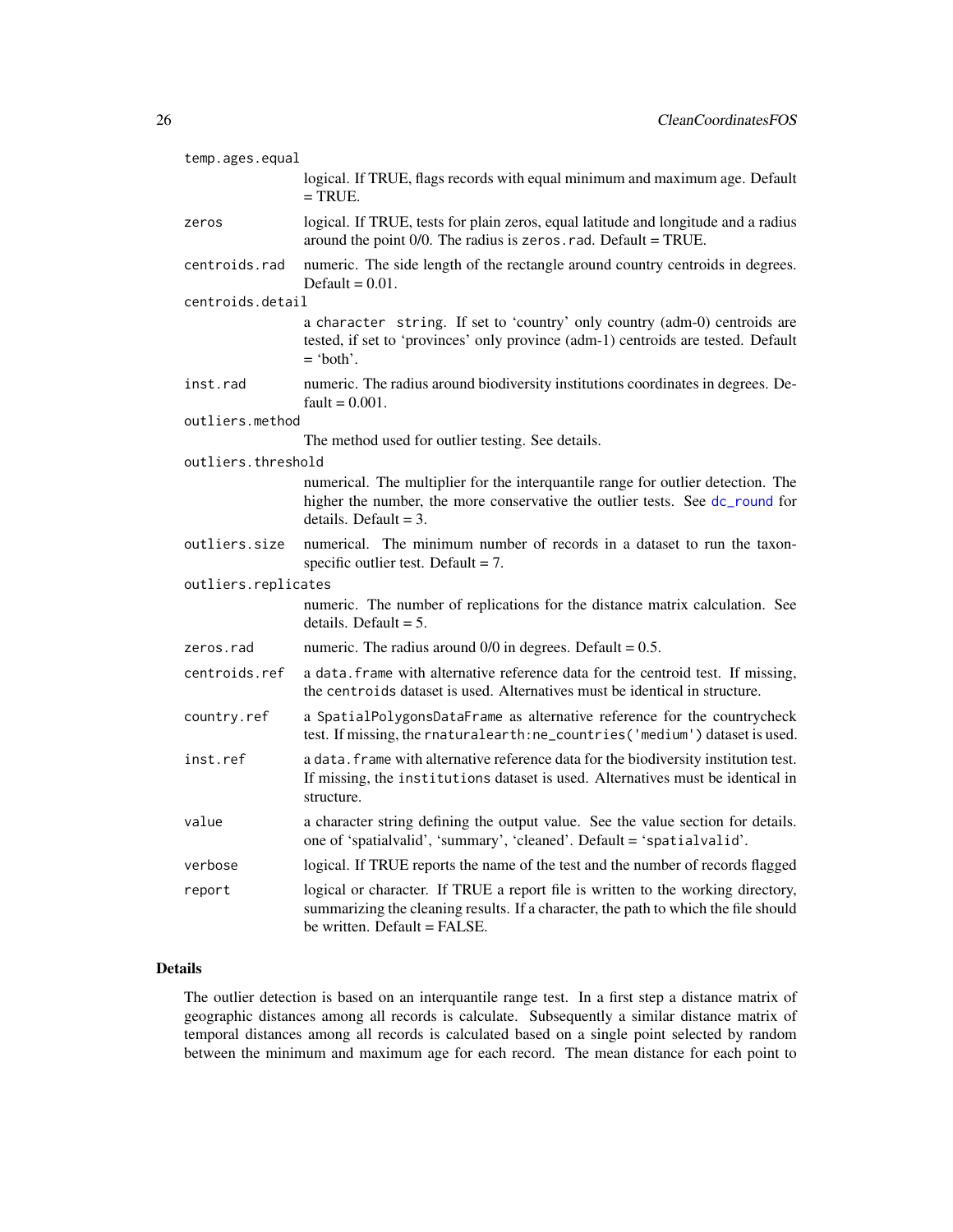| | |
|---|---|
| `temp.ages.equal` | logical. If TRUE, flags records with equal minimum and maximum age. Default = TRUE. |
| `zeros` | logical. If TRUE, tests for plain zeros, equal latitude and longitude and a radius around the point 0/0. The radius is `zeros.rad`. Default = TRUE. |
| `centroids.rad` | numeric. The side length of the rectangle around country centroids in degrees. Default = 0.01. |
| `centroids.detail` | a `character` string. If set to 'country' only country (adm-0) centroids are tested, if set to 'provinces' only province (adm-1) centroids are tested. Default = 'both'. |
| `inst.rad` | numeric. The radius around biodiversity institutions coordinates in degrees. Default = 0.001. |
| `outliers.method` | The method used for outlier testing. See details. |
| `outliers.threshold` | numerical. The multiplier for the interquantile range for outlier detection. The higher the number, the more conservative the outlier tests. See `dc_round` for details. Default = 3. |
| `outliers.size` | numerical. The minimum number of records in a dataset to run the taxon-specific outlier test. Default = 7. |
| `outliers.replicates` | numeric. The number of replications for the distance matrix calculation. See details. Default = 5. |
| `zeros.rad` | numeric. The radius around 0/0 in degrees. Default = 0.5. |
| `centroids.ref` | a `data.frame` with alternative reference data for the centroid test. If missing, the `centroids` dataset is used. Alternatives must be identical in structure. |
| `country.ref` | a `SpatialPolygonsDataFrame` as alternative reference for the countrycheck test. If missing, the `rnaturalearth:ne_countries('medium')` dataset is used. |
| `inst.ref` | a `data.frame` with alternative reference data for the biodiversity institution test. If missing, the `institutions` dataset is used. Alternatives must be identical in structure. |
| `value` | a character string defining the output value. See the value section for details. one of 'spatialvalid', 'summary', 'cleaned'. Default = '`spatialvalid`'. |
| `verbose` | logical. If TRUE reports the name of the test and the number of records flagged |
| `report` | logical or character. If TRUE a report file is written to the working directory, summarizing the cleaning results. If a character, the path to which the file should be written. Default = FALSE. |

## Details

The outlier detection is based on an interquantile range test. In a first step a distance matrix of geographic distances among all records is calculate. Subsequently a similar distance matrix of temporal distances among all records is calculated based on a single point selected by random between the minimum and maximum age for each record. The mean distance for each point to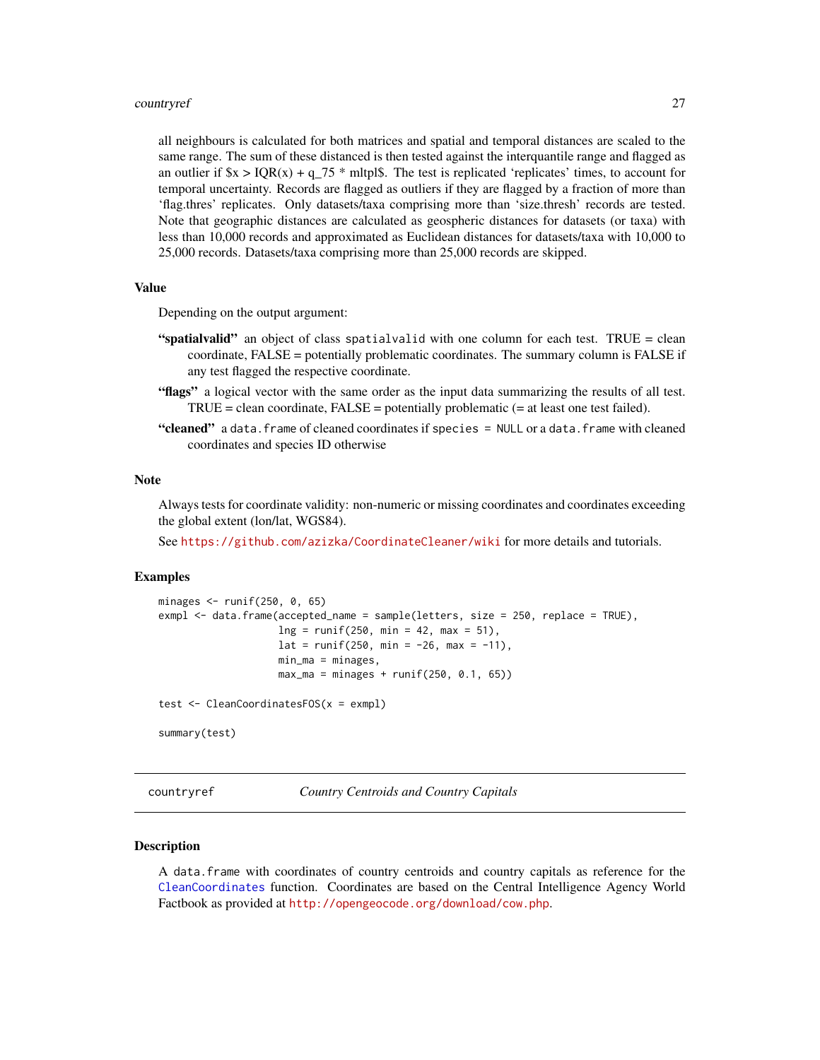all neighbours is calculated for both matrices and spatial and temporal distances are scaled to the same range. The sum of these distanced is then tested against the interquantile range and flagged as an outlier if $x > IQR(x) + q_75 * mltpl$. The test is replicated 'replicates' times, to account for temporal uncertainty. Records are flagged as outliers if they are flagged by a fraction of more than 'flag.thres' replicates. Only datasets/taxa comprising more than 'size.thresh' records are tested. Note that geographic distances are calculated as geospheric distances for datasets (or taxa) with less than 10,000 records and approximated as Euclidean distances for datasets/taxa with 10,000 to 25,000 records. Datasets/taxa comprising more than 25,000 records are skipped.

### Value

Depending on the output argument:

**"spatialvalid"** an object of class `spatialvalid` with one column for each test. TRUE = clean coordinate, FALSE = potentially problematic coordinates. The summary column is FALSE if any test flagged the respective coordinate.

**"flags"** a logical vector with the same order as the input data summarizing the results of all test. TRUE = clean coordinate, FALSE = potentially problematic (= at least one test failed).

**"cleaned"** a `data.frame` of cleaned coordinates if `species = NULL` or a `data.frame` with cleaned coordinates and species ID otherwise

### Note

Always tests for coordinate validity: non-numeric or missing coordinates and coordinates exceeding the global extent (lon/lat, WGS84).

See https://github.com/azizka/CoordinateCleaner/wiki for more details and tutorials.

### Examples

```
minages <- runif(250, 0, 65)
exmpl <- data.frame(accepted_name = sample(letters, size = 250, replace = TRUE),
                    lng = runif(250, min = 42, max = 51),
                    lat = runif(250, min = -26, max = -11),
                    min_ma = minages,
                    max_ma = minages + runif(250, 0.1, 65))

test <- CleanCoordinatesFOS(x = exmpl)

summary(test)
```

---

## countryref — *Country Centroids and Country Capitals*

### Description

A `data.frame` with coordinates of country centroids and country capitals as reference for the `CleanCoordinates` function. Coordinates are based on the Central Intelligence Agency World Factbook as provided at http://opengeocode.org/download/cow.php.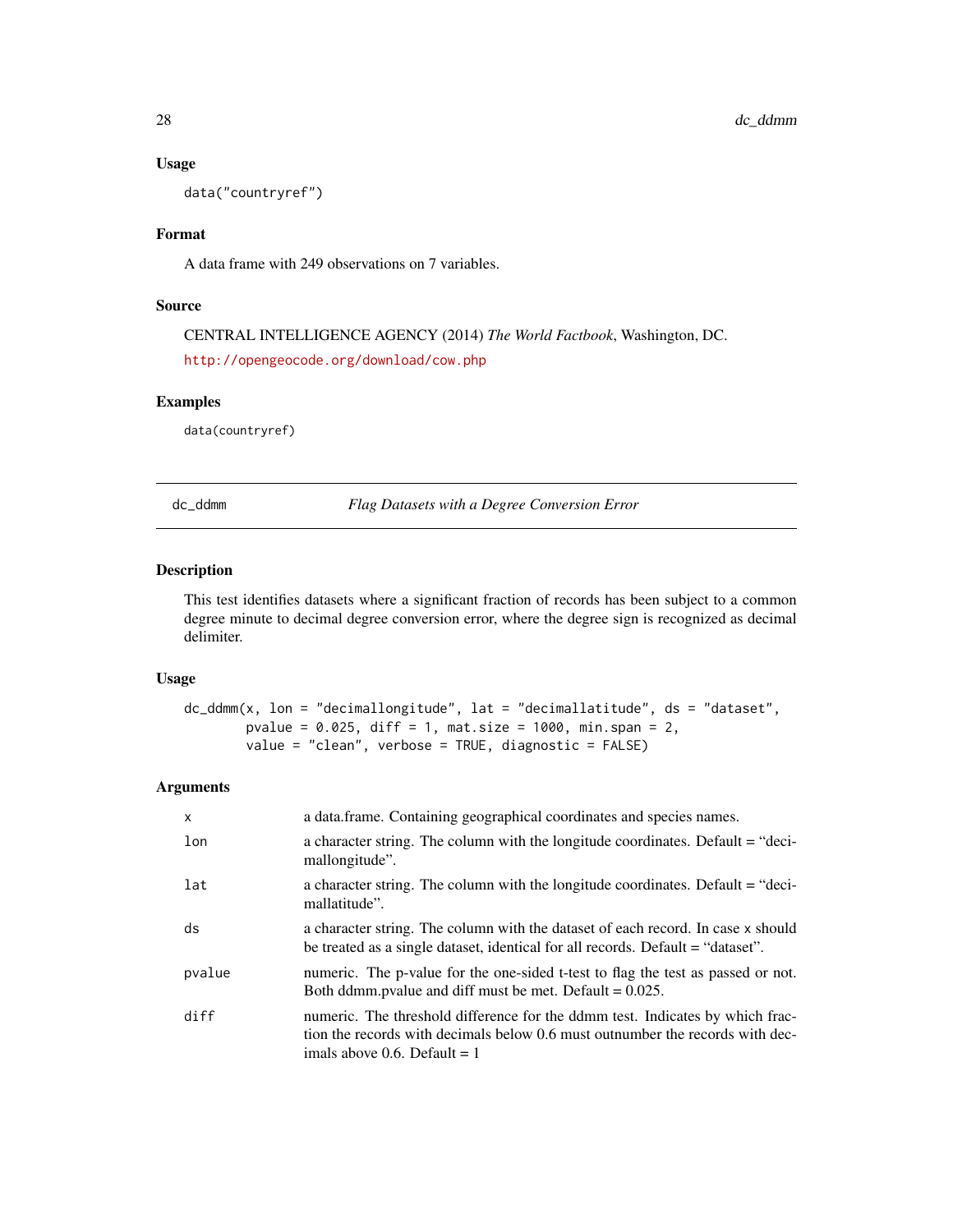### Usage

```
data("countryref")
```

### Format

A data frame with 249 observations on 7 variables.

### Source

CENTRAL INTELLIGENCE AGENCY (2014) *The World Factbook*, Washington, DC.

http://opengeocode.org/download/cow.php

### Examples

```
data(countryref)
```

---

## dc_ddmm — *Flag Datasets with a Degree Conversion Error*

### Description

This test identifies datasets where a significant fraction of records has been subject to a common degree minute to decimal degree conversion error, where the degree sign is recognized as decimal delimiter.

### Usage

```
dc_ddmm(x, lon = "decimallongitude", lat = "decimallatitude", ds = "dataset",
        pvalue = 0.025, diff = 1, mat.size = 1000, min.span = 2,
        value = "clean", verbose = TRUE, diagnostic = FALSE)
```

### Arguments

| | |
|---|---|
| x | a data.frame. Containing geographical coordinates and species names. |
| lon | a character string. The column with the longitude coordinates. Default = "decimallongitude". |
| lat | a character string. The column with the longitude coordinates. Default = "decimallatitude". |
| ds | a character string. The column with the dataset of each record. In case x should be treated as a single dataset, identical for all records. Default = "dataset". |
| pvalue | numeric. The p-value for the one-sided t-test to flag the test as passed or not. Both ddmm.pvalue and diff must be met. Default = 0.025. |
| diff | numeric. The threshold difference for the ddmm test. Indicates by which fraction the records with decimals below 0.6 must outnumber the records with decimals above 0.6. Default = 1 |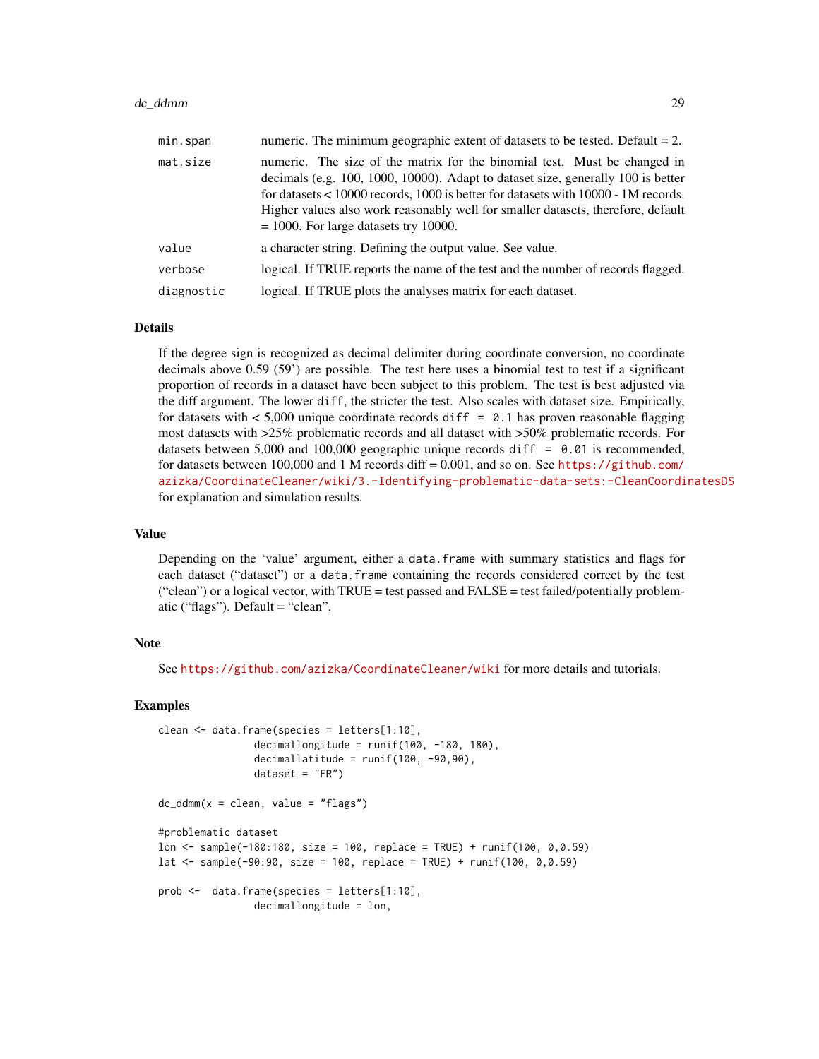| | |
|---|---|
| `min.span` | numeric. The minimum geographic extent of datasets to be tested. Default = 2. |
| `mat.size` | numeric. The size of the matrix for the binomial test. Must be changed in decimals (e.g. 100, 1000, 10000). Adapt to dataset size, generally 100 is better for datasets < 10000 records, 1000 is better for datasets with 10000 - 1M records. Higher values also work reasonably well for smaller datasets, therefore, default = 1000. For large datasets try 10000. |
| `value` | a character string. Defining the output value. See value. |
| `verbose` | logical. If TRUE reports the name of the test and the number of records flagged. |
| `diagnostic` | logical. If TRUE plots the analyses matrix for each dataset. |

## Details

If the degree sign is recognized as decimal delimiter during coordinate conversion, no coordinate decimals above 0.59 (59') are possible. The test here uses a binomial test to test if a significant proportion of records in a dataset have been subject to this problem. The test is best adjusted via the diff argument. The lower `diff`, the stricter the test. Also scales with dataset size. Empirically, for datasets with < 5,000 unique coordinate records `diff = 0.1` has proven reasonable flagging most datasets with >25% problematic records and all dataset with >50% problematic records. For datasets between 5,000 and 100,000 geographic unique records `diff = 0.01` is recommended, for datasets between 100,000 and 1 M records diff = 0.001, and so on. See https://github.com/azizka/CoordinateCleaner/wiki/3.-Identifying-problematic-data-sets:-CleanCoordinatesDS for explanation and simulation results.

## Value

Depending on the 'value' argument, either a `data.frame` with summary statistics and flags for each dataset ("dataset") or a `data.frame` containing the records considered correct by the test ("clean") or a logical vector, with TRUE = test passed and FALSE = test failed/potentially problematic ("flags"). Default = "clean".

## Note

See https://github.com/azizka/CoordinateCleaner/wiki for more details and tutorials.

## Examples

```
clean <- data.frame(species = letters[1:10],
                decimallongitude = runif(100, -180, 180),
                decimallatitude = runif(100, -90,90),
                dataset = "FR")

dc_ddmm(x = clean, value = "flags")

#problematic dataset
lon <- sample(-180:180, size = 100, replace = TRUE) + runif(100, 0,0.59)
lat <- sample(-90:90, size = 100, replace = TRUE) + runif(100, 0,0.59)

prob <-  data.frame(species = letters[1:10],
                decimallongitude = lon,
```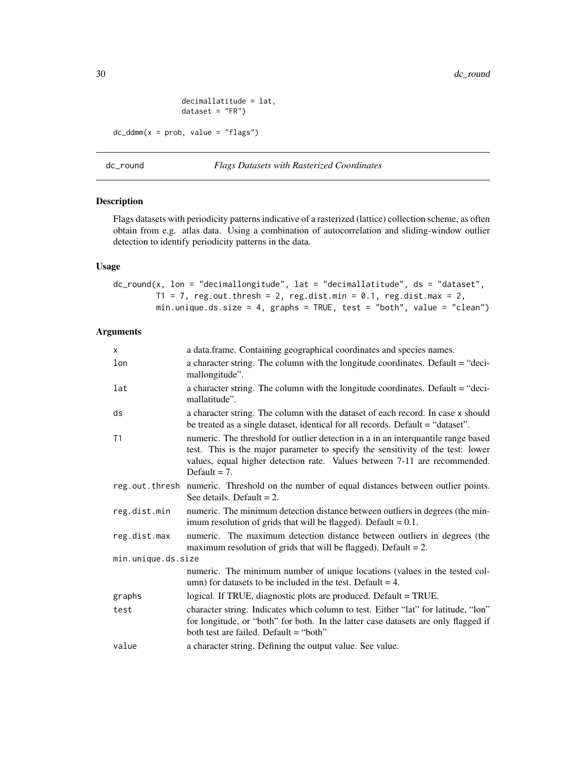```
            decimallatitude = lat,
            dataset = "FR")

dc_ddmm(x = prob, value = "flags")
```

## dc_round — *Flags Datasets with Rasterized Coordinates*

### Description

Flags datasets with periodicity patterns indicative of a rasterized (lattice) collection scheme, as often obtain from e.g. atlas data. Using a combination of autocorrelation and sliding-window outlier detection to identify periodicity patterns in the data.

### Usage

```
dc_round(x, lon = "decimallongitude", lat = "decimallatitude", ds = "dataset",
         T1 = 7, reg.out.thresh = 2, reg.dist.min = 0.1, reg.dist.max = 2,
         min.unique.ds.size = 4, graphs = TRUE, test = "both", value = "clean")
```

### Arguments

| Argument | Description |
|---|---|
| `x` | a data.frame. Containing geographical coordinates and species names. |
| `lon` | a character string. The column with the longitude coordinates. Default = "decimallongitude". |
| `lat` | a character string. The column with the longitude coordinates. Default = "decimallatitude". |
| `ds` | a character string. The column with the dataset of each record. In case `x` should be treated as a single dataset, identical for all records. Default = "dataset". |
| `T1` | numeric. The threshold for outlier detection in a in an interquantile range based test. This is the major parameter to specify the sensitivity of the test: lower values, equal higher detection rate. Values between 7-11 are recommended. Default = 7. |
| `reg.out.thresh` | numeric. Threshold on the number of equal distances between outlier points. See details. Default = 2. |
| `reg.dist.min` | numeric. The minimum detection distance between outliers in degrees (the minimum resolution of grids that will be flagged). Default = 0.1. |
| `reg.dist.max` | numeric. The maximum detection distance between outliers in degrees (the maximum resolution of grids that will be flagged). Default = 2. |
| `min.unique.ds.size` | numeric. The minimum number of unique locations (values in the tested column) for datasets to be included in the test. Default = 4. |
| `graphs` | logical. If TRUE, diagnostic plots are produced. Default = TRUE. |
| `test` | character string. Indicates which column to test. Either "lat" for latitude, "lon" for longitude, or "both" for both. In the latter case datasets are only flagged if both test are failed. Default = "both" |
| `value` | a character string. Defining the output value. See value. |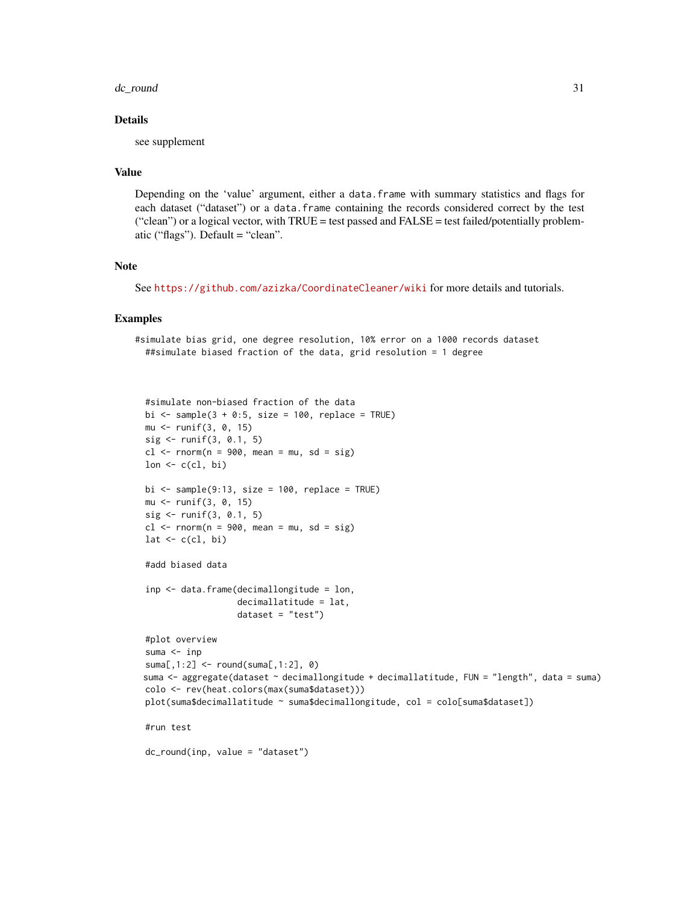## Details

see supplement

## Value

Depending on the 'value' argument, either a `data.frame` with summary statistics and flags for each dataset ("dataset") or a `data.frame` containing the records considered correct by the test ("clean") or a logical vector, with TRUE = test passed and FALSE = test failed/potentially problematic ("flags"). Default = "clean".

## Note

See https://github.com/azizka/CoordinateCleaner/wiki for more details and tutorials.

## Examples

```
#simulate bias grid, one degree resolution, 10% error on a 1000 records dataset
  ##simulate biased fraction of the data, grid resolution = 1 degree



  #simulate non-biased fraction of the data
  bi <- sample(3 + 0:5, size = 100, replace = TRUE)
  mu <- runif(3, 0, 15)
  sig <- runif(3, 0.1, 5)
  cl <- rnorm(n = 900, mean = mu, sd = sig)
  lon <- c(cl, bi)

  bi <- sample(9:13, size = 100, replace = TRUE)
  mu <- runif(3, 0, 15)
  sig <- runif(3, 0.1, 5)
  cl <- rnorm(n = 900, mean = mu, sd = sig)
  lat <- c(cl, bi)

  #add biased data

  inp <- data.frame(decimallongitude = lon,
                    decimallatitude = lat,
                    dataset = "test")

  #plot overview
  suma <- inp
  suma[,1:2] <- round(suma[,1:2], 0)
 suma <- aggregate(dataset ~ decimallongitude + decimallatitude, FUN = "length", data = suma)
  colo <- rev(heat.colors(max(suma$dataset)))
  plot(suma$decimallatitude ~ suma$decimallongitude, col = colo[suma$dataset])

  #run test

  dc_round(inp, value = "dataset")
```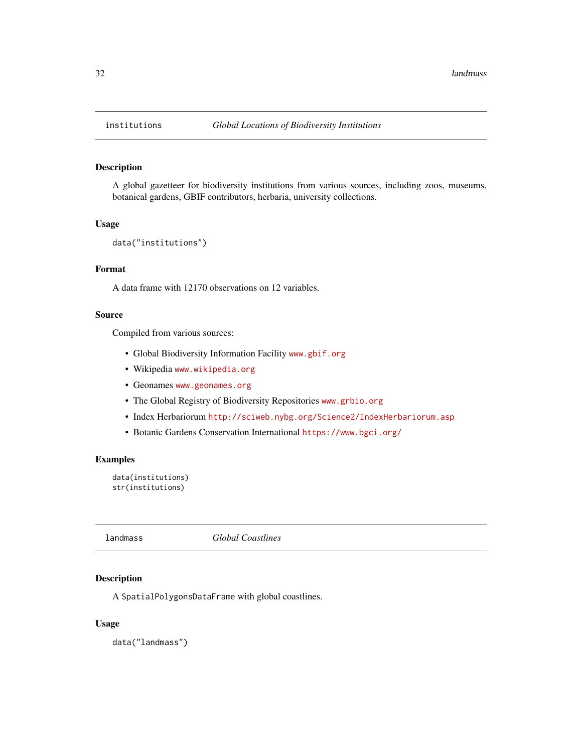## institutions — *Global Locations of Biodiversity Institutions*

### Description

A global gazetteer for biodiversity institutions from various sources, including zoos, museums, botanical gardens, GBIF contributors, herbaria, university collections.

### Usage

```
data("institutions")
```

### Format

A data frame with 12170 observations on 12 variables.

### Source

Compiled from various sources:

- Global Biodiversity Information Facility www.gbif.org
- Wikipedia www.wikipedia.org
- Geonames www.geonames.org
- The Global Registry of Biodiversity Repositories www.grbio.org
- Index Herbariorum http://sciweb.nybg.org/Science2/IndexHerbariorum.asp
- Botanic Gardens Conservation International https://www.bgci.org/

### Examples

```
data(institutions)
str(institutions)
```

## landmass — *Global Coastlines*

### Description

A `SpatialPolygonsDataFrame` with global coastlines.

### Usage

```
data("landmass")
```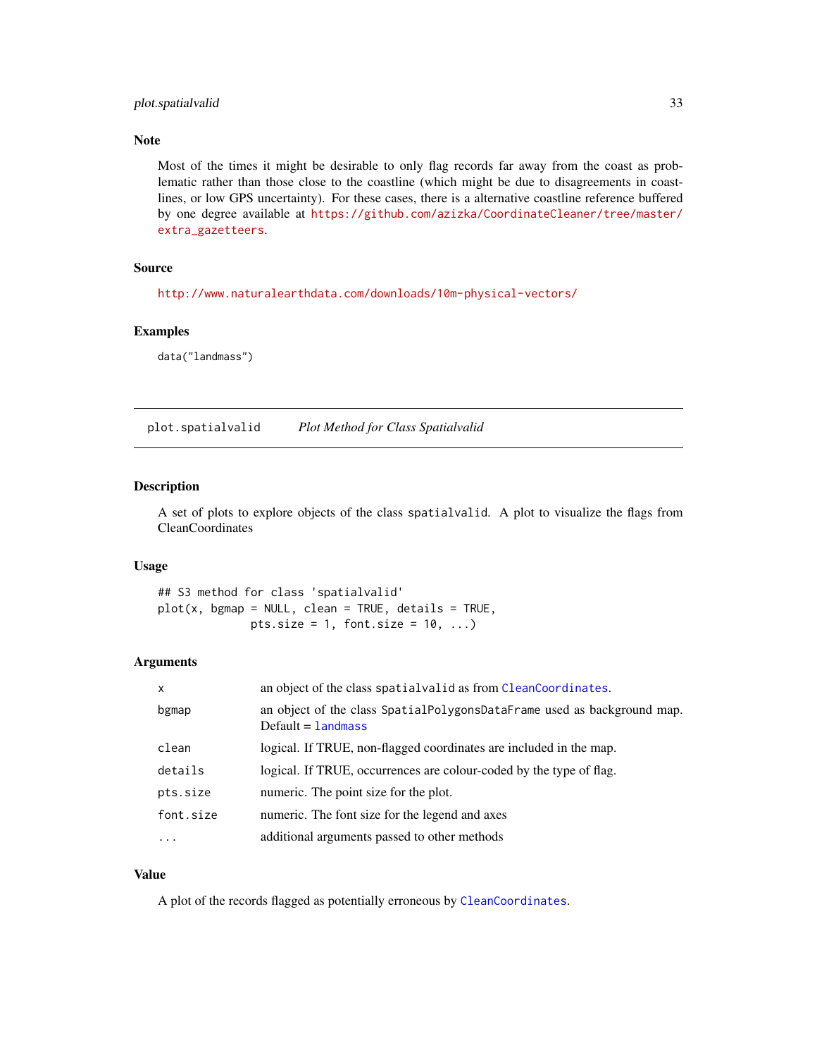### Note

Most of the times it might be desirable to only flag records far away from the coast as problematic rather than those close to the coastline (which might be due to disagreements in coastlines, or low GPS uncertainty). For these cases, there is a alternative coastline reference buffered by one degree available at https://github.com/azizka/CoordinateCleaner/tree/master/extra_gazetteers.

### Source

http://www.naturalearthdata.com/downloads/10m-physical-vectors/

### Examples

```
data("landmass")
```

---

## plot.spatialvalid — *Plot Method for Class Spatialvalid*

### Description

A set of plots to explore objects of the class spatialvalid. A plot to visualize the flags from CleanCoordinates

### Usage

```
## S3 method for class 'spatialvalid'
plot(x, bgmap = NULL, clean = TRUE, details = TRUE,
              pts.size = 1, font.size = 10, ...)
```

### Arguments

| | |
|---|---|
| x | an object of the class spatialvalid as from CleanCoordinates. |
| bgmap | an object of the class SpatialPolygonsDataFrame used as background map. Default = landmass |
| clean | logical. If TRUE, non-flagged coordinates are included in the map. |
| details | logical. If TRUE, occurrences are colour-coded by the type of flag. |
| pts.size | numeric. The point size for the plot. |
| font.size | numeric. The font size for the legend and axes |
| ... | additional arguments passed to other methods |

### Value

A plot of the records flagged as potentially erroneous by CleanCoordinates.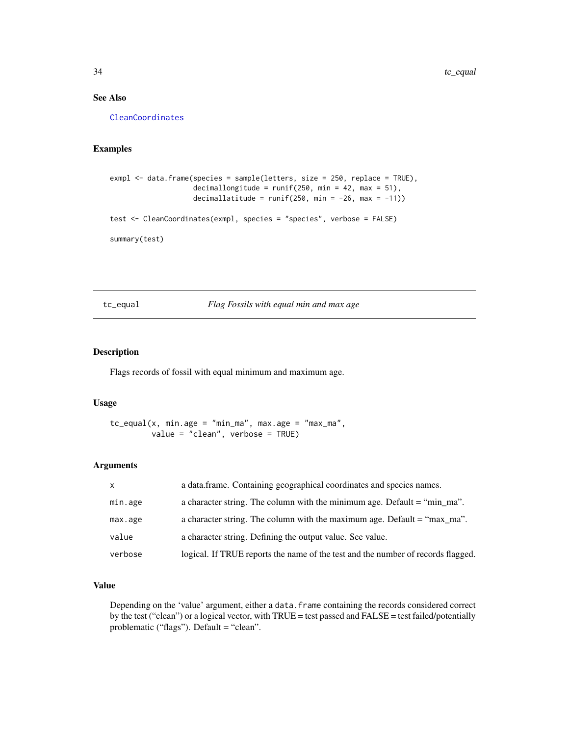### See Also

CleanCoordinates

### Examples

```
exmpl <- data.frame(species = sample(letters, size = 250, replace = TRUE),
                    decimallongitude = runif(250, min = 42, max = 51),
                    decimallatitude = runif(250, min = -26, max = -11))

test <- CleanCoordinates(exmpl, species = "species", verbose = FALSE)

summary(test)
```

---

## tc_equal — *Flag Fossils with equal min and max age*

---

### Description

Flags records of fossil with equal minimum and maximum age.

### Usage

```
tc_equal(x, min.age = "min_ma", max.age = "max_ma",
         value = "clean", verbose = TRUE)
```

### Arguments

| | |
|---|---|
| x | a data.frame. Containing geographical coordinates and species names. |
| min.age | a character string. The column with the minimum age. Default = "min_ma". |
| max.age | a character string. The column with the maximum age. Default = "max_ma". |
| value | a character string. Defining the output value. See value. |
| verbose | logical. If TRUE reports the name of the test and the number of records flagged. |

### Value

Depending on the 'value' argument, either a `data.frame` containing the records considered correct by the test ("clean") or a logical vector, with TRUE = test passed and FALSE = test failed/potentially problematic ("flags"). Default = "clean".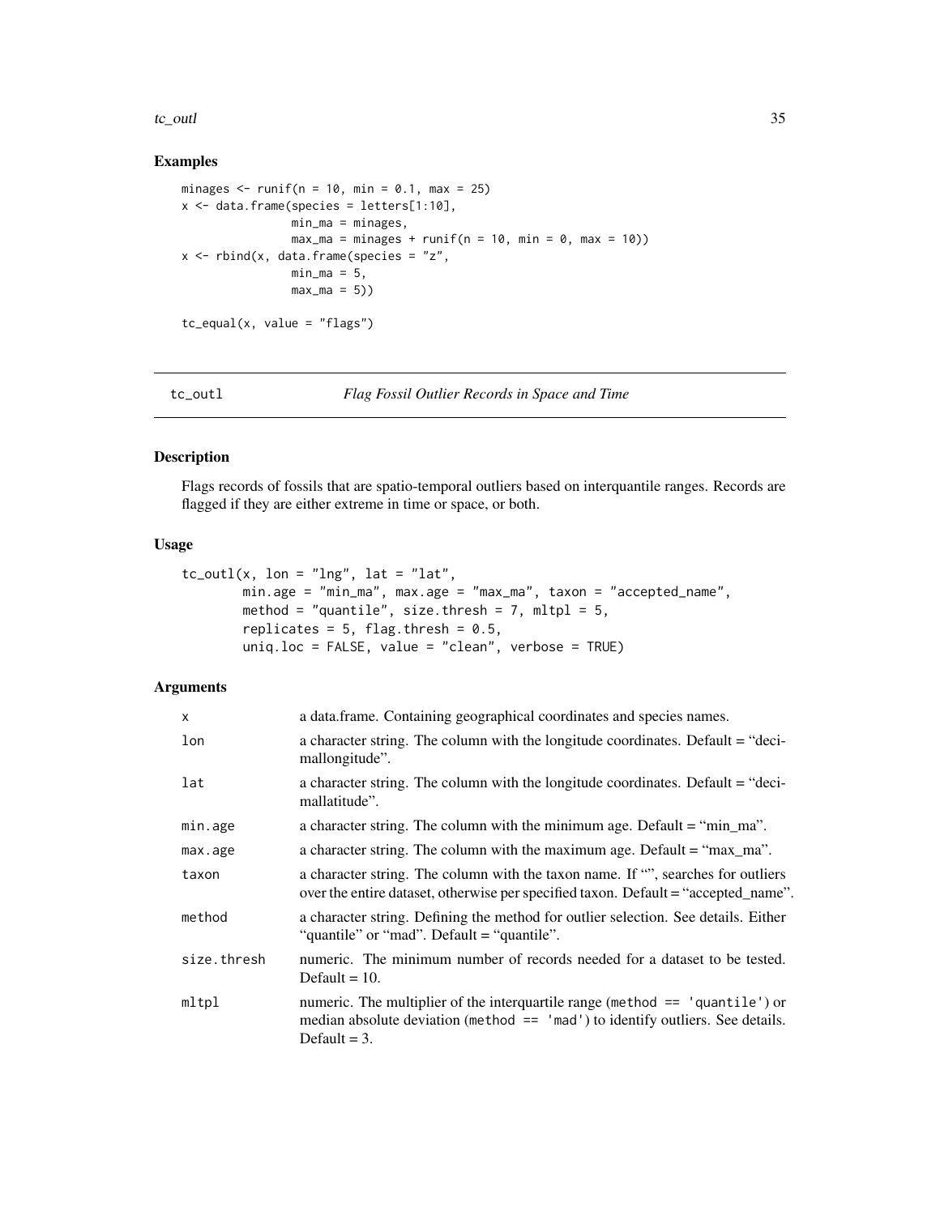### Examples

```
minages <- runif(n = 10, min = 0.1, max = 25)
x <- data.frame(species = letters[1:10],
                min_ma = minages,
                max_ma = minages + runif(n = 10, min = 0, max = 10))
x <- rbind(x, data.frame(species = "z",
                min_ma = 5,
                max_ma = 5))

tc_equal(x, value = "flags")
```

---

## tc_outl — *Flag Fossil Outlier Records in Space and Time*

---

### Description

Flags records of fossils that are spatio-temporal outliers based on interquantile ranges. Records are flagged if they are either extreme in time or space, or both.

### Usage

```
tc_outl(x, lon = "lng", lat = "lat",
        min.age = "min_ma", max.age = "max_ma", taxon = "accepted_name",
        method = "quantile", size.thresh = 7, mltpl = 5,
        replicates = 5, flag.thresh = 0.5,
        uniq.loc = FALSE, value = "clean", verbose = TRUE)
```

### Arguments

| | |
|---|---|
| `x` | a data.frame. Containing geographical coordinates and species names. |
| `lon` | a character string. The column with the longitude coordinates. Default = "decimallongitude". |
| `lat` | a character string. The column with the longitude coordinates. Default = "decimallatitude". |
| `min.age` | a character string. The column with the minimum age. Default = "min_ma". |
| `max.age` | a character string. The column with the maximum age. Default = "max_ma". |
| `taxon` | a character string. The column with the taxon name. If "", searches for outliers over the entire dataset, otherwise per specified taxon. Default = "accepted_name". |
| `method` | a character string. Defining the method for outlier selection. See details. Either "quantile" or "mad". Default = "quantile". |
| `size.thresh` | numeric. The minimum number of records needed for a dataset to be tested. Default = 10. |
| `mltpl` | numeric. The multiplier of the interquartile range (`method == 'quantile'`) or median absolute deviation (`method == 'mad'`) to identify outliers. See details. Default = 3. |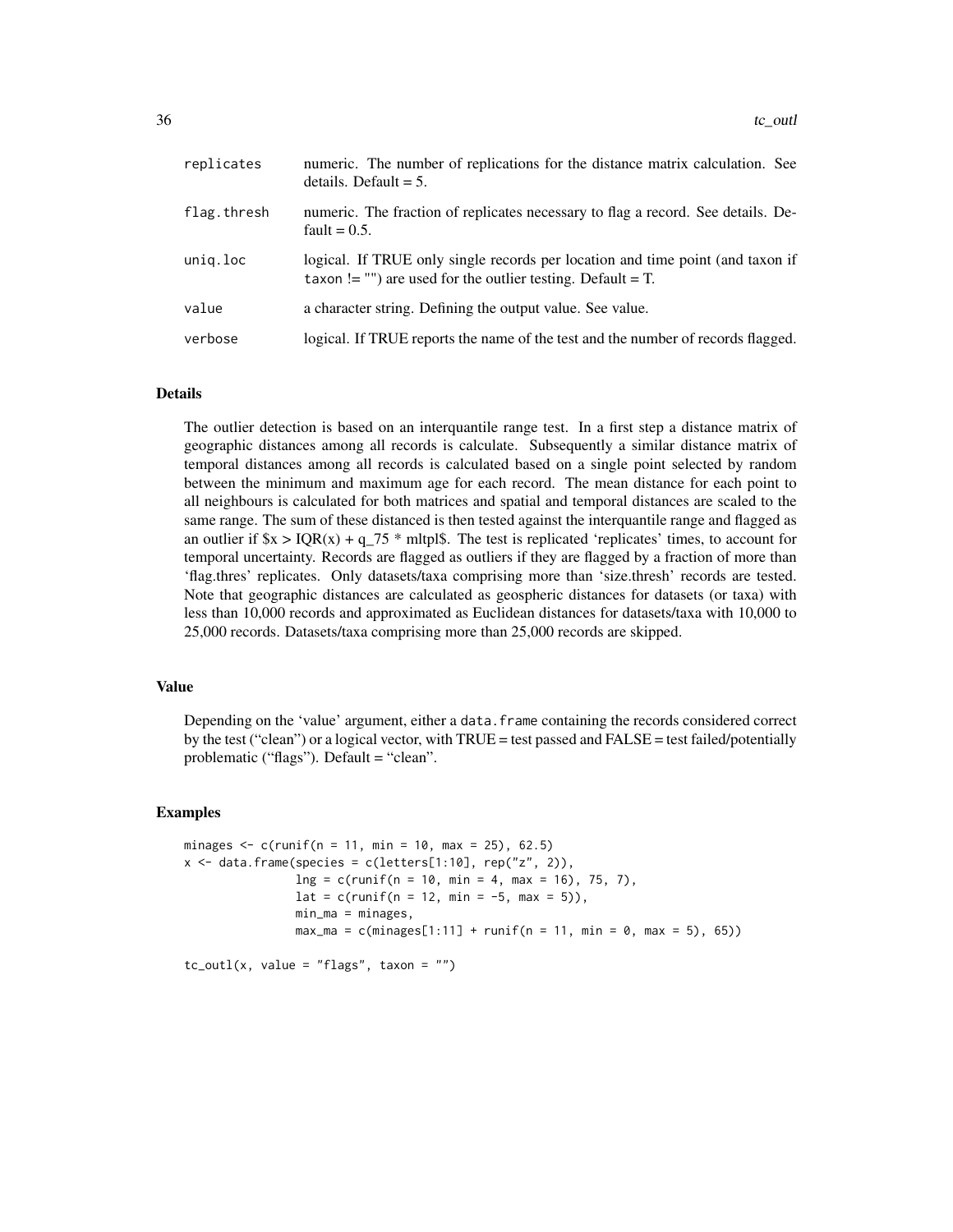| | |
|---|---|
| replicates | numeric. The number of replications for the distance matrix calculation. See details. Default = 5. |
| flag.thresh | numeric. The fraction of replicates necessary to flag a record. See details. Default = 0.5. |
| uniq.loc | logical. If TRUE only single records per location and time point (and taxon if `taxon != ""`) are used for the outlier testing. Default = T. |
| value | a character string. Defining the output value. See value. |
| verbose | logical. If TRUE reports the name of the test and the number of records flagged. |

## Details

The outlier detection is based on an interquantile range test. In a first step a distance matrix of geographic distances among all records is calculate. Subsequently a similar distance matrix of temporal distances among all records is calculated based on a single point selected by random between the minimum and maximum age for each record. The mean distance for each point to all neighbours is calculated for both matrices and spatial and temporal distances are scaled to the same range. The sum of these distanced is then tested against the interquantile range and flagged as an outlier if $x > IQR(x) + q_75 * mltpl$. The test is replicated 'replicates' times, to account for temporal uncertainty. Records are flagged as outliers if they are flagged by a fraction of more than 'flag.thres' replicates. Only datasets/taxa comprising more than 'size.thresh' records are tested. Note that geographic distances are calculated as geospheric distances for datasets (or taxa) with less than 10,000 records and approximated as Euclidean distances for datasets/taxa with 10,000 to 25,000 records. Datasets/taxa comprising more than 25,000 records are skipped.

## Value

Depending on the 'value' argument, either a `data.frame` containing the records considered correct by the test ("clean") or a logical vector, with TRUE = test passed and FALSE = test failed/potentially problematic ("flags"). Default = "clean".

## Examples

```
minages <- c(runif(n = 11, min = 10, max = 25), 62.5)
x <- data.frame(species = c(letters[1:10], rep("z", 2)),
                lng = c(runif(n = 10, min = 4, max = 16), 75, 7),
                lat = c(runif(n = 12, min = -5, max = 5)),
                min_ma = minages,
                max_ma = c(minages[1:11] + runif(n = 11, min = 0, max = 5), 65))

tc_outl(x, value = "flags", taxon = "")
```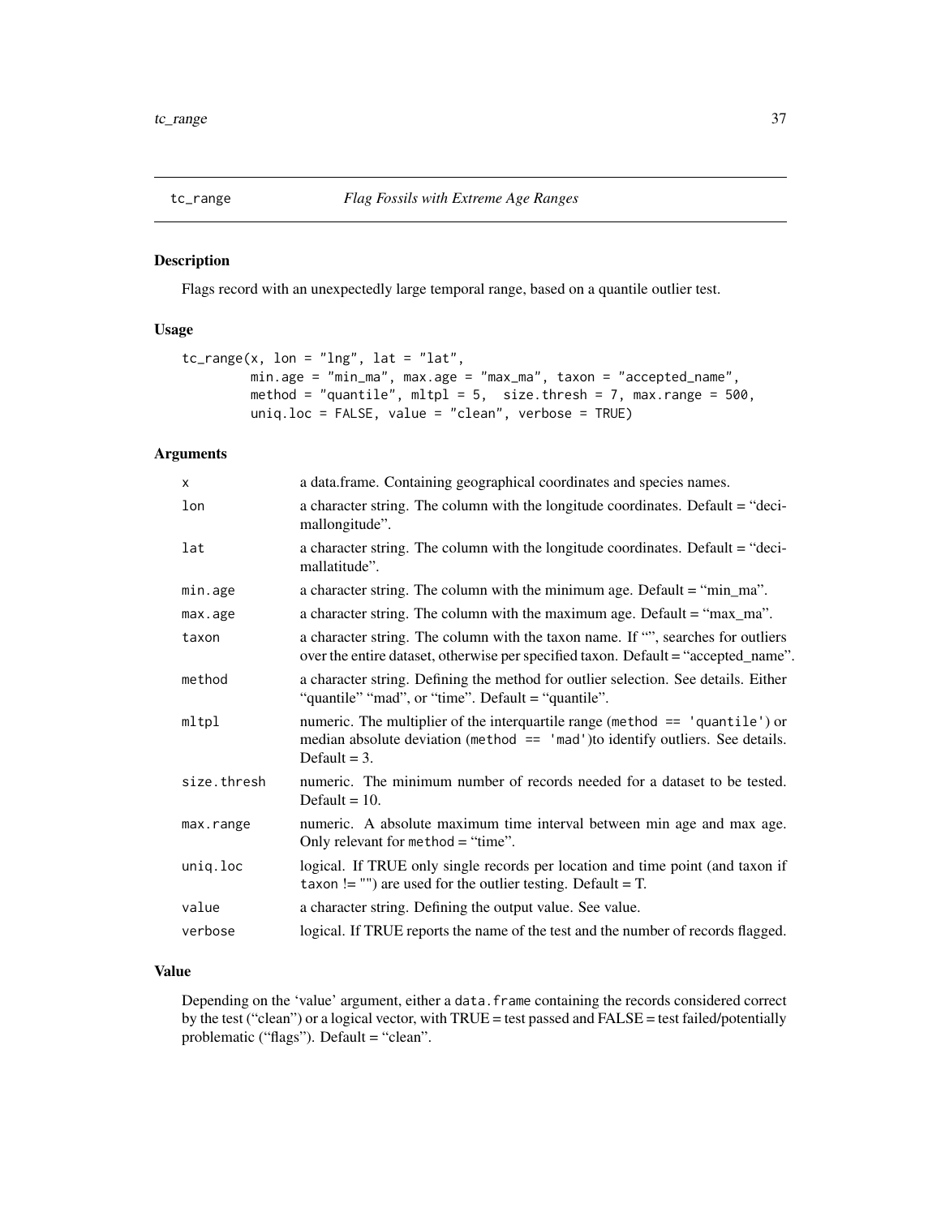## tc_range — *Flag Fossils with Extreme Age Ranges*

### Description

Flags record with an unexpectedly large temporal range, based on a quantile outlier test.

### Usage

```
tc_range(x, lon = "lng", lat = "lat",
         min.age = "min_ma", max.age = "max_ma", taxon = "accepted_name",
         method = "quantile", mltpl = 5,  size.thresh = 7, max.range = 500,
         uniq.loc = FALSE, value = "clean", verbose = TRUE)
```

### Arguments

| | |
|---|---|
| `x` | a data.frame. Containing geographical coordinates and species names. |
| `lon` | a character string. The column with the longitude coordinates. Default = "decimallongitude". |
| `lat` | a character string. The column with the longitude coordinates. Default = "decimallatitude". |
| `min.age` | a character string. The column with the minimum age. Default = "min_ma". |
| `max.age` | a character string. The column with the maximum age. Default = "max_ma". |
| `taxon` | a character string. The column with the taxon name. If "", searches for outliers over the entire dataset, otherwise per specified taxon. Default = "accepted_name". |
| `method` | a character string. Defining the method for outlier selection. See details. Either "quantile" "mad", or "time". Default = "quantile". |
| `mltpl` | numeric. The multiplier of the interquartile range (`method == 'quantile'`) or median absolute deviation (`method == 'mad'`)to identify outliers. See details. Default = 3. |
| `size.thresh` | numeric. The minimum number of records needed for a dataset to be tested. Default = 10. |
| `max.range` | numeric. A absolute maximum time interval between min age and max age. Only relevant for `method` = "time". |
| `uniq.loc` | logical. If TRUE only single records per location and time point (and taxon if `taxon != ""`) are used for the outlier testing. Default = T. |
| `value` | a character string. Defining the output value. See value. |
| `verbose` | logical. If TRUE reports the name of the test and the number of records flagged. |

### Value

Depending on the 'value' argument, either a `data.frame` containing the records considered correct by the test ("clean") or a logical vector, with TRUE = test passed and FALSE = test failed/potentially problematic ("flags"). Default = "clean".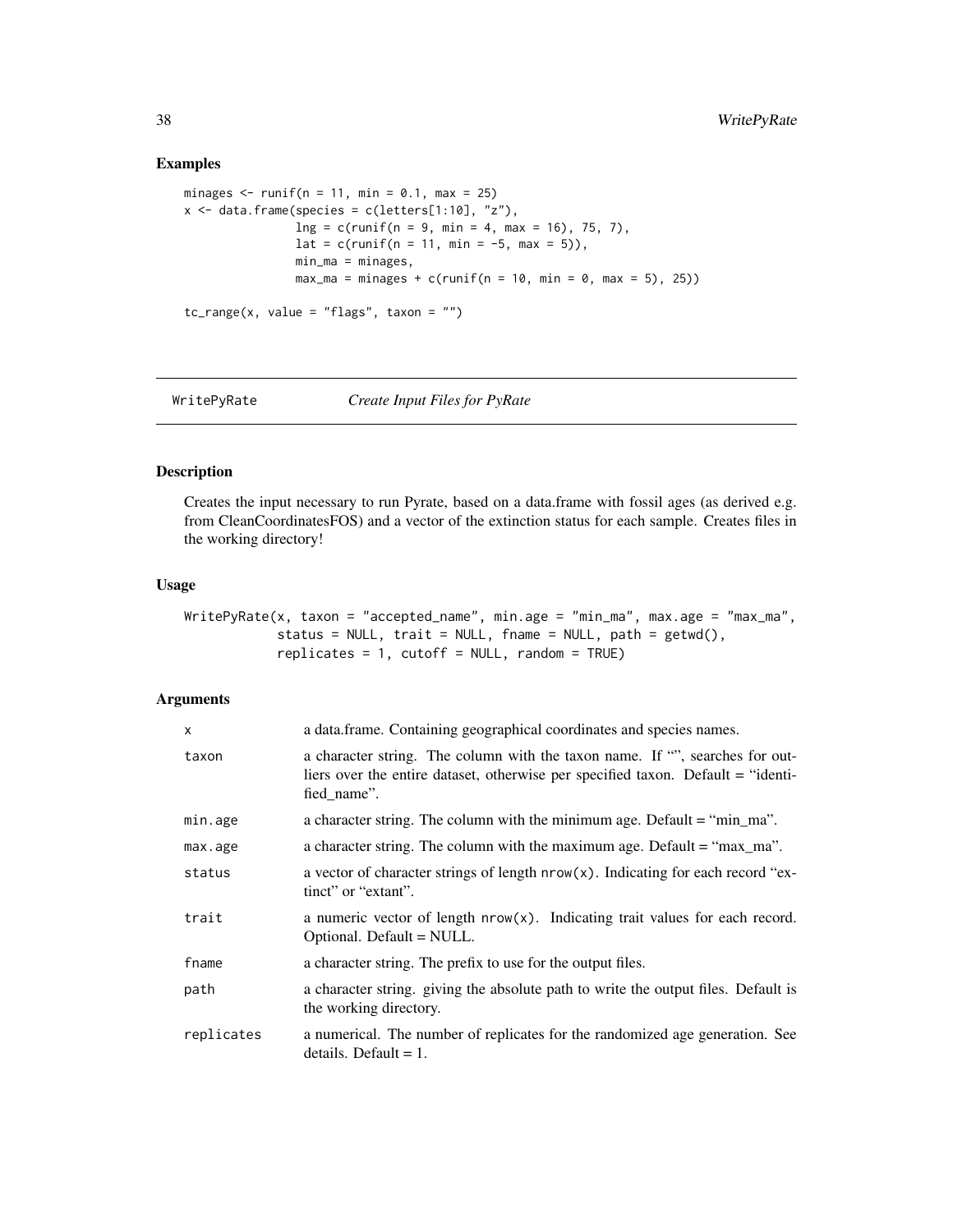## Examples

```
minages <- runif(n = 11, min = 0.1, max = 25)
x <- data.frame(species = c(letters[1:10], "z"),
                lng = c(runif(n = 9, min = 4, max = 16), 75, 7),
                lat = c(runif(n = 11, min = -5, max = 5)),
                min_ma = minages,
                max_ma = minages + c(runif(n = 10, min = 0, max = 5), 25))

tc_range(x, value = "flags", taxon = "")
```

---

# WritePyRate — *Create Input Files for PyRate*

---

## Description

Creates the input necessary to run Pyrate, based on a data.frame with fossil ages (as derived e.g. from CleanCoordinatesFOS) and a vector of the extinction status for each sample. Creates files in the working directory!

## Usage

```
WritePyRate(x, taxon = "accepted_name", min.age = "min_ma", max.age = "max_ma",
            status = NULL, trait = NULL, fname = NULL, path = getwd(),
            replicates = 1, cutoff = NULL, random = TRUE)
```

## Arguments

| | |
|---|---|
| `x` | a data.frame. Containing geographical coordinates and species names. |
| `taxon` | a character string. The column with the taxon name. If "", searches for outliers over the entire dataset, otherwise per specified taxon. Default = "identified_name". |
| `min.age` | a character string. The column with the minimum age. Default = "min_ma". |
| `max.age` | a character string. The column with the maximum age. Default = "max_ma". |
| `status` | a vector of character strings of length `nrow(x)`. Indicating for each record "extinct" or "extant". |
| `trait` | a numeric vector of length `nrow(x)`. Indicating trait values for each record. Optional. Default = NULL. |
| `fname` | a character string. The prefix to use for the output files. |
| `path` | a character string. giving the absolute path to write the output files. Default is the working directory. |
| `replicates` | a numerical. The number of replicates for the randomized age generation. See details. Default = 1. |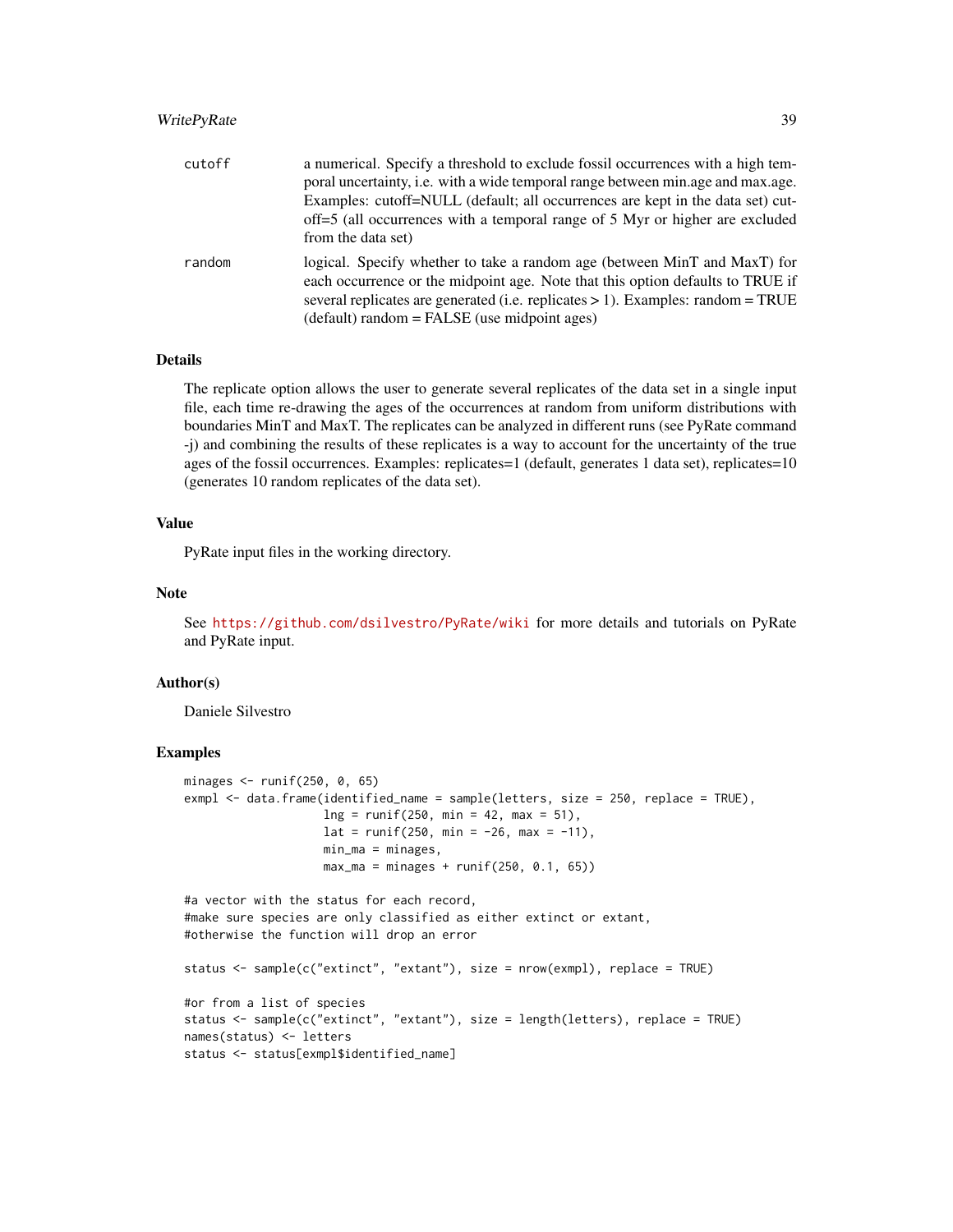| | |
|---|---|
| cutoff | a numerical. Specify a threshold to exclude fossil occurrences with a high temporal uncertainty, i.e. with a wide temporal range between min.age and max.age. Examples: cutoff=NULL (default; all occurrences are kept in the data set) cutoff=5 (all occurrences with a temporal range of 5 Myr or higher are excluded from the data set) |
| random | logical. Specify whether to take a random age (between MinT and MaxT) for each occurrence or the midpoint age. Note that this option defaults to TRUE if several replicates are generated (i.e. replicates > 1). Examples: random = TRUE (default) random = FALSE (use midpoint ages) |

## Details

The replicate option allows the user to generate several replicates of the data set in a single input file, each time re-drawing the ages of the occurrences at random from uniform distributions with boundaries MinT and MaxT. The replicates can be analyzed in different runs (see PyRate command -j) and combining the results of these replicates is a way to account for the uncertainty of the true ages of the fossil occurrences. Examples: replicates=1 (default, generates 1 data set), replicates=10 (generates 10 random replicates of the data set).

## Value

PyRate input files in the working directory.

## Note

See https://github.com/dsilvestro/PyRate/wiki for more details and tutorials on PyRate and PyRate input.

## Author(s)

Daniele Silvestro

## Examples

```
minages <- runif(250, 0, 65)
exmpl <- data.frame(identified_name = sample(letters, size = 250, replace = TRUE),
                    lng = runif(250, min = 42, max = 51),
                    lat = runif(250, min = -26, max = -11),
                    min_ma = minages,
                    max_ma = minages + runif(250, 0.1, 65))

#a vector with the status for each record,
#make sure species are only classified as either extinct or extant,
#otherwise the function will drop an error

status <- sample(c("extinct", "extant"), size = nrow(exmpl), replace = TRUE)

#or from a list of species
status <- sample(c("extinct", "extant"), size = length(letters), replace = TRUE)
names(status) <- letters
status <- status[exmpl$identified_name]
```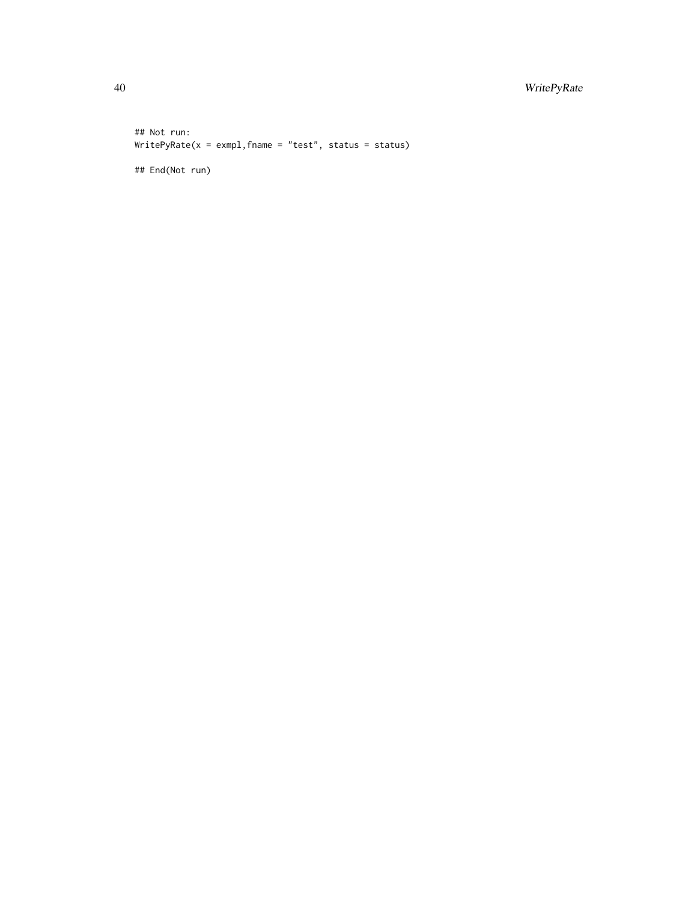```
## Not run:
WritePyRate(x = exmpl,fname = "test", status = status)

## End(Not run)
```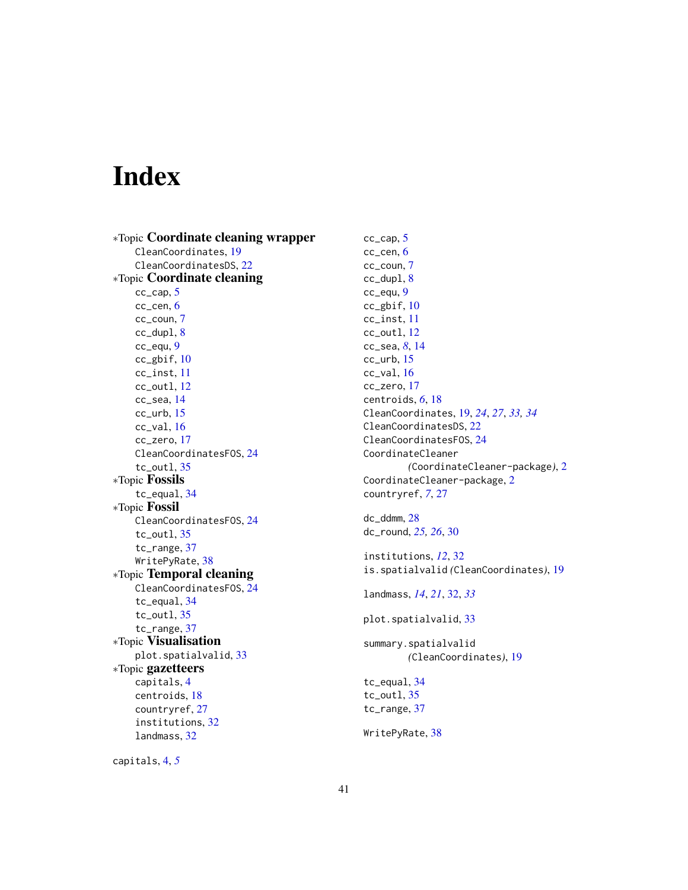# Index

*Topic **Coordinate cleaning wrapper**
- CleanCoordinates, 19
- CleanCoordinatesDS, 22

*Topic **Coordinate cleaning**
- cc_cap, 5
- cc_cen, 6
- cc_coun, 7
- cc_dupl, 8
- cc_equ, 9
- cc_gbif, 10
- cc_inst, 11
- cc_outl, 12
- cc_sea, 14
- cc_urb, 15
- cc_val, 16
- cc_zero, 17
- CleanCoordinatesFOS, 24
- tc_outl, 35

*Topic **Fossils**
- tc_equal, 34

*Topic **Fossil**
- CleanCoordinatesFOS, 24
- tc_outl, 35
- tc_range, 37
- WritePyRate, 38

*Topic **Temporal cleaning**
- CleanCoordinatesFOS, 24
- tc_equal, 34
- tc_outl, 35
- tc_range, 37

*Topic **Visualisation**
- plot.spatialvalid, 33

*Topic **gazetteers**
- capitals, 4
- centroids, 18
- countryref, 27
- institutions, 32
- landmass, 32

capitals, 4, *5*

cc_cap, 5
cc_cen, 6
cc_coun, 7
cc_dupl, 8
cc_equ, 9
cc_gbif, 10
cc_inst, 11
cc_outl, 12
cc_sea, *8*, 14
cc_urb, 15
cc_val, 16
cc_zero, 17
centroids, *6*, 18
CleanCoordinates, 19, *24*, *27*, *33, 34*
CleanCoordinatesDS, 22
CleanCoordinatesFOS, 24
CoordinateCleaner *(CoordinateCleaner-package)*, 2
CoordinateCleaner-package, 2
countryref, *7*, 27

dc_ddmm, 28
dc_round, *25, 26*, 30

institutions, *12*, 32
is.spatialvalid *(CleanCoordinates)*, 19

landmass, *14*, *21*, 32, *33*

plot.spatialvalid, 33

summary.spatialvalid *(CleanCoordinates)*, 19

tc_equal, 34
tc_outl, 35
tc_range, 37

WritePyRate, 38